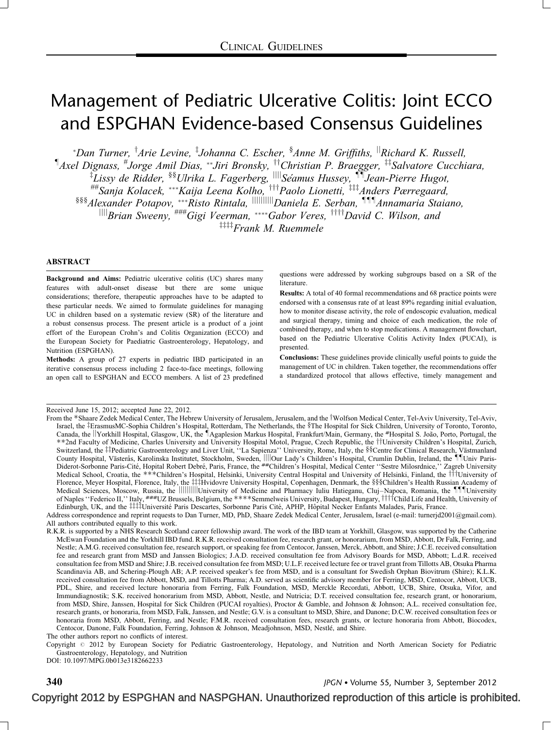Clinical Guidelines

# Management of Pediatric Ulcerative Colitis: Joint ECCO and ESPGHAN Evidence-based Consensus Guidelines

[*]Dan Turner, [†]Arie Levine, [‡]Johanna C. Escher, [§]Anne M. Griffiths, [||]Richard K. Russell, [¶]Axel Dignass, [#]Jorge Amil Dias, [**]Jiri Bronsky, [††]Christian P. Braegger, [‡‡]Salvatore Cucchiara, [‡]Lissy de Ridder, [§§]Ulrika L. Fagerberg, [||||]Séamus Hussey, [¶¶]Jean-Pierre Hugot, [##]Sanja Kolacek, [***]Kaija Leena Kolho, [†††]Paolo Lionetti, [‡‡‡]Anders Pærregaard, [§§§]Alexander Potapov, [***]Risto Rintala, [|||||||||]Daniela E. Serban, [¶¶¶]Annamaria Staiano, [||||]Brian Sweeny, [###]Gigi Veerman, [****]Gabor Veres, [††††]David C. Wilson, and [‡‡‡‡]Frank M. Ruemmele

## ABSTRACT

**Background and Aims:** Pediatric ulcerative colitis (UC) shares many features with adult-onset disease but there are some unique considerations; therefore, therapeutic approaches have to be adapted to these particular needs. We aimed to formulate guidelines for managing UC in children based on a systematic review (SR) of the literature and a robust consensus process. The present article is a product of a joint effort of the European Crohn's and Colitis Organization (ECCO) and the European Society for Paediatric Gastroenterology, Hepatology, and Nutrition (ESPGHAN).

**Methods:** A group of 27 experts in pediatric IBD participated in an iterative consensus process including 2 face-to-face meetings, following an open call to ESPGHAN and ECCO members. A list of 23 predefined questions were addressed by working subgroups based on a SR of the literature.

**Results:** A total of 40 formal recommendations and 68 practice points were endorsed with a consensus rate of at least 89% regarding initial evaluation, how to monitor disease activity, the role of endoscopic evaluation, medical and surgical therapy, timing and choice of each medication, the role of combined therapy, and when to stop medications. A management flowchart, based on the Pediatric Ulcerative Colitis Activity Index (PUCAI), is presented.

**Conclusions:** These guidelines provide clinically useful points to guide the management of UC in children. Taken together, the recommendations offer a standardized protocol that allows effective, timely management and

Received June 15, 2012; accepted June 22, 2012.

From the *Shaare Zedek Medical Center, The Hebrew University of Jerusalem, Jerusalem, and the †Wolfson Medical Center, Tel-Aviv University, Tel-Aviv, Israel, the ‡ErasmusMC-Sophia Children's Hospital, Rotterdam, The Netherlands, the §The Hospital for Sick Children, University of Toronto, Toronto, Canada, the ||Yorkhill Hospital, Glasgow, UK, the ¶Agaplesion Markus Hospital, Frankfurt/Main, Germany, the #Hospital S. João, Porto, Portugal, the **2nd Faculty of Medicine, Charles University and University Hospital Motol, Prague, Czech Republic, the ††University Children's Hospital, Zurich, Switzerland, the ‡‡Pediatric Gastroenterology and Liver Unit, ''La Sapienza'' University, Rome, Italy, the §§Centre for Clinical Research, Västmanland County Hospital, Västerås, Karolinska Institutet, Stockholm, Sweden, ||||Our Lady's Children's Hospital, Crumlin Dublin, Ireland, the ¶¶Univ Paris-Diderot-Sorbonne Paris-Cité, Hopital Robert Debré, Paris, France, the ##Children's Hospital, Medical Center ''Sestre Milosrdnice,'' Zagreb University Medical School, Croatia, the ***Children's Hospital, Helsinki, University Central Hospital and University of Helsinki, Finland, the †††University of Florence, Meyer Hospital, Florence, Italy, the ‡‡‡Hvidovre University Hospital, Copenhagen, Denmark, the §§§Children's Health Russian Academy of Medical Sciences, Moscow, Russia, the |||||||||University of Medicine and Pharmacy Iuliu Hatieganu, Cluj–Napoca, Romania, the ¶¶¶University of Naples ''Federico II,'' Italy, ###UZ Brussels, Belgium, the ****Semmelweis University, Budapest, Hungary, ††††Child Life and Health, University of Edinburgh, UK, and the ‡‡‡‡Université Paris Descartes, Sorbonne Paris Cité, APHP, Hôpital Necker Enfants Malades, Paris, France.

Address correspondence and reprint requests to Dan Turner, MD, PhD, Shaare Zedek Medical Center, Jerusalem, Israel (e-mail: turnerjd2001@gmail.com).

All authors contributed equally to this work.

R.K.R. is supported by a NHS Research Scotland career fellowship award. The work of the IBD team at Yorkhill, Glasgow, was supported by the Catherine McEwan Foundation and the Yorkhill IBD fund. R.K.R. received consultation fee, research grant, or honorarium, from MSD, Abbott, Dr Falk, Ferring, and Nestle; A.M.G. received consultation fee, research support, or speaking fee from Centocor, Janssen, Merck, Abbott, and Shire; J.C.E. received consultation fee and research grant from MSD and Janssen Biologics; J.A.D. received consultation fee from Advisory Boards for MSD, Abbott; L.d.R. received consultation fee from MSD and Shire; J.B. received consultation fee from MSD; U.L.F. received lecture fee or travel grant from Tillotts AB, Otsuka Pharma Scandinavia AB, and Schering-Plough AB; A.P. received speaker's fee from MSD, and is a consultant for Swedish Orphan Biovitrum (Shire); K.L.K. received consultation fee from Abbott, MSD, and Tillotts Pharma; A.D. served as scientific advisory member for Ferring, MSD, Centocor, Abbott, UCB, PDL, Shire, and received lecture honoraria from Ferring, Falk Foundation, MSD, Merckle Recordati, Abbott, UCB, Shire, Otsuka, Vifor, and Immundiagnostik; S.K. received honorarium from MSD, Abbott, Nestle, and Nutricia; D.T. received consultation fee, research grant, or honorarium, from MSD, Shire, Janssen, Hospital for Sick Children (PUCAI royalties), Proctor & Gamble, and Johnson & Johnson; A.L. received consultation fee, research grants, or honoraria, from MSD, Falk, Janssen, and Nestle; G.V. is a consultant to MSD, Shire, and Danone; D.C.W. received consultation fees or honoraria from MSD, Abbott, Ferring, and Nestle; F.M.R. received consultation fees, research grants, or lecture honoraria from Abbott, Biocodex, Centocor, Danone, Falk Foundation, Ferring, Johnson & Johnson, Meadjohnson, MSD, Nestlé, and Shire.

The other authors report no conflicts of interest.

Copyright © 2012 by European Society for Pediatric Gastroenterology, Hepatology, and Nutrition and North American Society for Pediatric Gastroenterology, Hepatology, and Nutrition

DOI: 10.1097/MPG.0b013e3182662233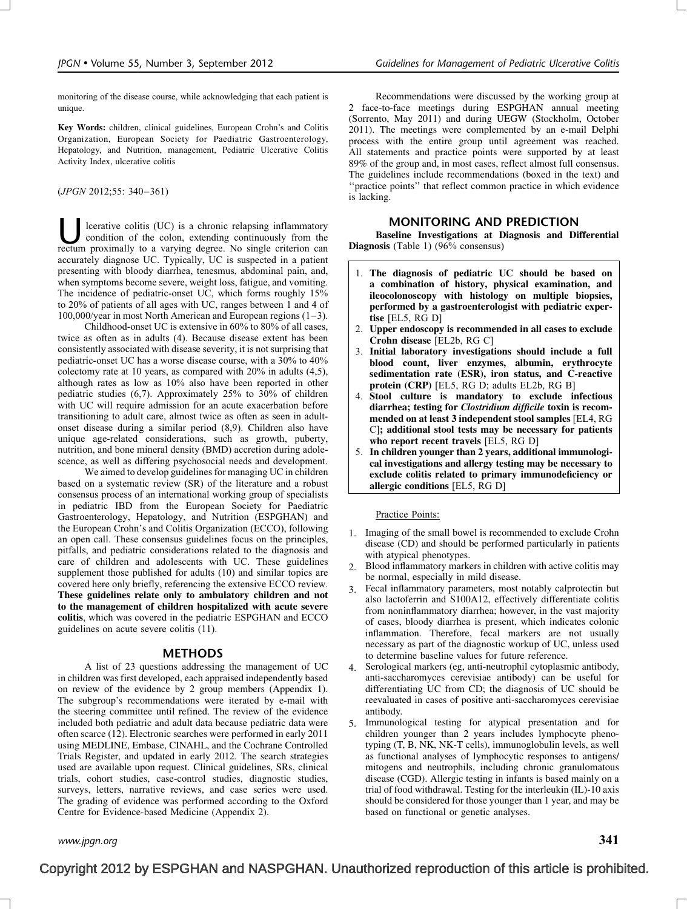monitoring of the disease course, while acknowledging that each patient is unique.

**Key Words:** children, clinical guidelines, European Crohn's and Colitis Organization, European Society for Paediatric Gastroenterology, Hepatology, and Nutrition, management, Pediatric Ulcerative Colitis Activity Index, ulcerative colitis

(*JPGN* 2012;55: 340–361)

Ulcerative colitis (UC) is a chronic relapsing inflammatory condition of the colon, extending continuously from the rectum proximally to a varying degree. No single criterion can accurately diagnose UC. Typically, UC is suspected in a patient presenting with bloody diarrhea, tenesmus, abdominal pain, and, when symptoms become severe, weight loss, fatigue, and vomiting. The incidence of pediatric-onset UC, which forms roughly 15% to 20% of patients of all ages with UC, ranges between 1 and 4 of 100,000/year in most North American and European regions (1–3).

Childhood-onset UC is extensive in 60% to 80% of all cases, twice as often as in adults (4). Because disease extent has been consistently associated with disease severity, it is not surprising that pediatric-onset UC has a worse disease course, with a 30% to 40% colectomy rate at 10 years, as compared with 20% in adults (4,5), although rates as low as 10% also have been reported in other pediatric studies (6,7). Approximately 25% to 30% of children with UC will require admission for an acute exacerbation before transitioning to adult care, almost twice as often as seen in adult-onset disease during a similar period (8,9). Children also have unique age-related considerations, such as growth, puberty, nutrition, and bone mineral density (BMD) accretion during adolescence, as well as differing psychosocial needs and development.

We aimed to develop guidelines for managing UC in children based on a systematic review (SR) of the literature and a robust consensus process of an international working group of specialists in pediatric IBD from the European Society for Paediatric Gastroenterology, Hepatology, and Nutrition (ESPGHAN) and the European Crohn's and Colitis Organization (ECCO), following an open call. These consensus guidelines focus on the principles, pitfalls, and pediatric considerations related to the diagnosis and care of children and adolescents with UC. These guidelines supplement those published for adults (10) and similar topics are covered here only briefly, referencing the extensive ECCO review. **These guidelines relate only to ambulatory children and not to the management of children hospitalized with acute severe colitis**, which was covered in the pediatric ESPGHAN and ECCO guidelines on acute severe colitis (11).

## METHODS

A list of 23 questions addressing the management of UC in children was first developed, each appraised independently based on review of the evidence by 2 group members (Appendix 1). The subgroup's recommendations were iterated by e-mail with the steering committee until refined. The review of the evidence included both pediatric and adult data because pediatric data were often scarce (12). Electronic searches were performed in early 2011 using MEDLINE, Embase, CINAHL, and the Cochrane Controlled Trials Register, and updated in early 2012. The search strategies used are available upon request. Clinical guidelines, SRs, clinical trials, cohort studies, case-control studies, diagnostic studies, surveys, letters, narrative reviews, and case series were used. The grading of evidence was performed according to the Oxford Centre for Evidence-based Medicine (Appendix 2).

Recommendations were discussed by the working group at 2 face-to-face meetings during ESPGHAN annual meeting (Sorrento, May 2011) and during UEGW (Stockholm, October 2011). The meetings were complemented by an e-mail Delphi process with the entire group until agreement was reached. All statements and practice points were supported by at least 89% of the group and, in most cases, reflect almost full consensus. The guidelines include recommendations (boxed in the text) and ''practice points'' that reflect common practice in which evidence is lacking.

## MONITORING AND PREDICTION

**Baseline Investigations at Diagnosis and Differential Diagnosis** (Table 1) (96% consensus)

1. **The diagnosis of pediatric UC should be based on a combination of history, physical examination, and ileocolonoscopy with histology on multiple biopsies, performed by a gastroenterologist with pediatric expertise** [EL5, RG D]
2. **Upper endoscopy is recommended in all cases to exclude Crohn disease** [EL2b, RG C]
3. **Initial laboratory investigations should include a full blood count, liver enzymes, albumin, erythrocyte sedimentation rate (ESR), iron status, and C-reactive protein (CRP)** [EL5, RG D; adults EL2b, RG B]
4. **Stool culture is mandatory to exclude infectious diarrhea; testing for *Clostridium difficile* toxin is recommended on at least 3 independent stool samples** [EL4, RG C]**; additional stool tests may be necessary for patients who report recent travels** [EL5, RG D]
5. **In children younger than 2 years, additional immunological investigations and allergy testing may be necessary to exclude colitis related to primary immunodeficiency or allergic conditions** [EL5, RG D]

Practice Points:

1. Imaging of the small bowel is recommended to exclude Crohn disease (CD) and should be performed particularly in patients with atypical phenotypes.
2. Blood inflammatory markers in children with active colitis may be normal, especially in mild disease.
3. Fecal inflammatory parameters, most notably calprotectin but also lactoferrin and S100A12, effectively differentiate colitis from noninflammatory diarrhea; however, in the vast majority of cases, bloody diarrhea is present, which indicates colonic inflammation. Therefore, fecal markers are not usually necessary as part of the diagnostic workup of UC, unless used to determine baseline values for future reference.
4. Serological markers (eg, anti-neutrophil cytoplasmic antibody, anti-saccharomyces cerevisiae antibody) can be useful for differentiating UC from CD; the diagnosis of UC should be reevaluated in cases of positive anti-saccharomyces cerevisiae antibody.
5. Immunological testing for atypical presentation and for children younger than 2 years includes lymphocyte phenotyping (T, B, NK, NK-T cells), immunoglobulin levels, as well as functional analyses of lymphocytic responses to antigens/mitogens and neutrophils, including chronic granulomatous disease (CGD). Allergic testing in infants is based mainly on a trial of food withdrawal. Testing for the interleukin (IL)-10 axis should be considered for those younger than 1 year, and may be based on functional or genetic analyses.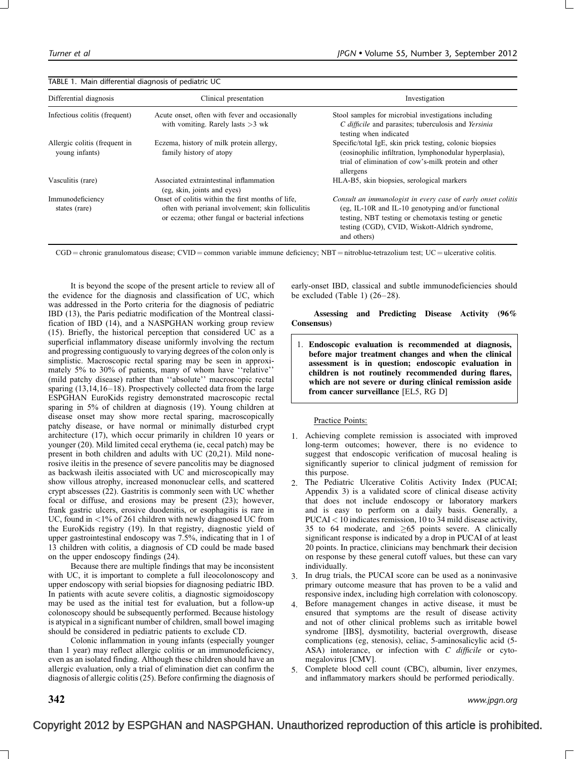TABLE 1. Main differential diagnosis of pediatric UC

| Differential diagnosis | Clinical presentation | Investigation |
| --- | --- | --- |
| Infectious colitis (frequent) | Acute onset, often with fever and occasionally with vomiting. Rarely lasts >3 wk | Stool samples for microbial investigations including *C difficile* and parasites; tuberculosis and *Yersinia* testing when indicated |
| Allergic colitis (frequent in young infants) | Eczema, history of milk protein allergy, family history of atopy | Specific/total IgE, skin prick testing, colonic biopsies (eosinophilic infiltration, lymphonodular hyperplasia), trial of elimination of cow's-milk protein and other allergens |
| Vasculitis (rare) | Associated extraintestinal inflammation (eg, skin, joints and eyes) | HLA-B5, skin biopsies, serological markers |
| Immunodeficiency states (rare) | Onset of colitis within the first months of life, often with perianal involvement; skin folliculitis or eczema; other fungal or bacterial infections | *Consult an immunologist in every case* of *early onset colitis* (eg, IL-10R and IL-10 genotyping and/or functional testing, NBT testing or chemotaxis testing or genetic testing (CGD), CVID, Wiskott-Aldrich syndrome, and others) |

CGD = chronic granulomatous disease; CVID = common variable immune deficiency; NBT = nitroblue-tetrazolium test; UC = ulcerative colitis.

It is beyond the scope of the present article to review all of the evidence for the diagnosis and classification of UC, which was addressed in the Porto criteria for the diagnosis of pediatric IBD (13), the Paris pediatric modification of the Montreal classification of IBD (14), and a NASPGHAN working group review (15). Briefly, the historical perception that considered UC as a superficial inflammatory disease uniformly involving the rectum and progressing contiguously to varying degrees of the colon only is simplistic. Macroscopic rectal sparing may be seen in approximately 5% to 30% of patients, many of whom have ''relative'' (mild patchy disease) rather than ''absolute'' macroscopic rectal sparing (13,14,16–18). Prospectively collected data from the large ESPGHAN EuroKids registry demonstrated macroscopic rectal sparing in 5% of children at diagnosis (19). Young children at disease onset may show more rectal sparing, macroscopically patchy disease, or have normal or minimally disturbed crypt architecture (17), which occur primarily in children 10 years or younger (20). Mild limited cecal erythema (ie, cecal patch) may be present in both children and adults with UC (20,21). Mild nonerosive ileitis in the presence of severe pancolitis may be diagnosed as backwash ileitis associated with UC and microscopically may show villous atrophy, increased mononuclear cells, and scattered crypt abscesses (22). Gastritis is commonly seen with UC whether focal or diffuse, and erosions may be present (23); however, frank gastric ulcers, erosive duodenitis, or esophagitis is rare in UC, found in <1% of 261 children with newly diagnosed UC from the EuroKids registry (19). In that registry, diagnostic yield of upper gastrointestinal endoscopy was 7.5%, indicating that in 1 of 13 children with colitis, a diagnosis of CD could be made based on the upper endoscopy findings (24).

Because there are multiple findings that may be inconsistent with UC, it is important to complete a full ileocolonoscopy and upper endoscopy with serial biopsies for diagnosing pediatric IBD. In patients with acute severe colitis, a diagnostic sigmoidoscopy may be used as the initial test for evaluation, but a follow-up colonoscopy should be subsequently performed. Because histology is atypical in a significant number of children, small bowel imaging should be considered in pediatric patients to exclude CD.

Colonic inflammation in young infants (especially younger than 1 year) may reflect allergic colitis or an immunodeficiency, even as an isolated finding. Although these children should have an allergic evaluation, only a trial of elimination diet can confirm the diagnosis of allergic colitis (25). Before confirming the diagnosis of early-onset IBD, classical and subtle immunodeficiencies should be excluded (Table 1) (26–28).

### Assessing and Predicting Disease Activity (96% Consensus)

1. **Endoscopic evaluation is recommended at diagnosis, before major treatment changes and when the clinical assessment is in question; endoscopic evaluation in children is not routinely recommended during flares, which are not severe or during clinical remission aside from cancer surveillance** [EL5, RG D]

Practice Points:

1. Achieving complete remission is associated with improved long-term outcomes; however, there is no evidence to suggest that endoscopic verification of mucosal healing is significantly superior to clinical judgment of remission for this purpose.
2. The Pediatric Ulcerative Colitis Activity Index (PUCAI; Appendix 3) is a validated score of clinical disease activity that does not include endoscopy or laboratory markers and is easy to perform on a daily basis. Generally, a PUCAI < 10 indicates remission, 10 to 34 mild disease activity, 35 to 64 moderate, and ≥65 points severe. A clinically significant response is indicated by a drop in PUCAI of at least 20 points. In practice, clinicians may benchmark their decision on response by these general cutoff values, but these can vary individually.
3. In drug trials, the PUCAI score can be used as a noninvasive primary outcome measure that has proven to be a valid and responsive index, including high correlation with colonoscopy.
4. Before management changes in active disease, it must be ensured that symptoms are the result of disease activity and not of other clinical problems such as irritable bowel syndrome [IBS], dysmotility, bacterial overgrowth, disease complications (eg, stenosis), celiac, 5-aminosalicylic acid (5-ASA) intolerance, or infection with *C difficile* or cytomegalovirus [CMV].
5. Complete blood cell count (CBC), albumin, liver enzymes, and inflammatory markers should be performed periodically.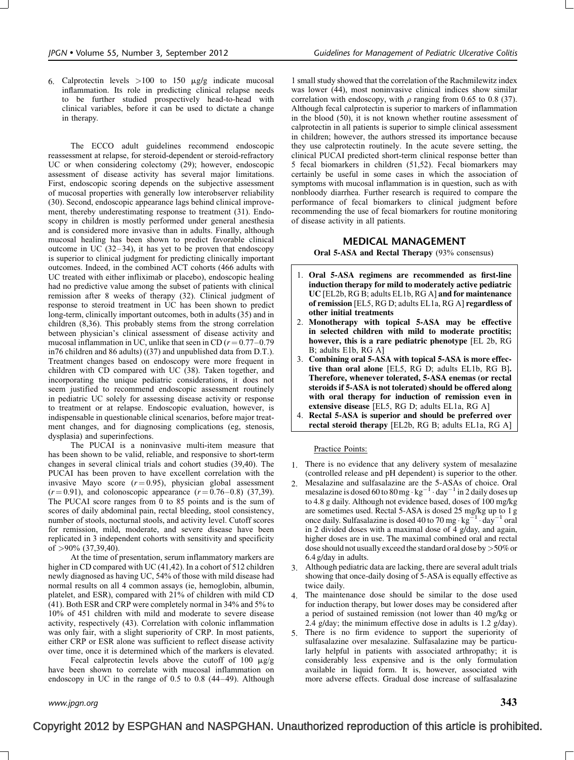6. Calprotectin levels >100 to 150 μg/g indicate mucosal inflammation. Its role in predicting clinical relapse needs to be further studied prospectively head-to-head with clinical variables, before it can be used to dictate a change in therapy.

The ECCO adult guidelines recommend endoscopic reassessment at relapse, for steroid-dependent or steroid-refractory UC or when considering colectomy (29); however, endoscopic assessment of disease activity has several major limitations. First, endoscopic scoring depends on the subjective assessment of mucosal properties with generally low interobserver reliability (30). Second, endoscopic appearance lags behind clinical improvement, thereby underestimating response to treatment (31). Endoscopy in children is mostly performed under general anesthesia and is considered more invasive than in adults. Finally, although mucosal healing has been shown to predict favorable clinical outcome in UC (32–34), it has yet to be proven that endoscopy is superior to clinical judgment for predicting clinically important outcomes. Indeed, in the combined ACT cohorts (466 adults with UC treated with either infliximab or placebo), endoscopic healing had no predictive value among the subset of patients with clinical remission after 8 weeks of therapy (32). Clinical judgment of response to steroid treatment in UC has been shown to predict long-term, clinically important outcomes, both in adults (35) and in children (8,36). This probably stems from the strong correlation between physician's clinical assessment of disease activity and mucosal inflammation in UC, unlike that seen in CD ($r = 0.77–0.79$ in76 children and 86 adults) ((37) and unpublished data from D.T.). Treatment changes based on endoscopy were more frequent in children with CD compared with UC (38). Taken together, and incorporating the unique pediatric considerations, it does not seem justified to recommend endoscopic assessment routinely in pediatric UC solely for assessing disease activity or response to treatment or at relapse. Endoscopic evaluation, however, is indispensable in questionable clinical scenarios, before major treatment changes, and for diagnosing complications (eg, stenosis, dysplasia) and superinfections.

The PUCAI is a noninvasive multi-item measure that has been shown to be valid, reliable, and responsive to short-term changes in several clinical trials and cohort studies (39,40). The PUCAI has been proven to have excellent correlation with the invasive Mayo score ($r = 0.95$), physician global assessment ($r = 0.91$), and colonoscopic appearance ($r = 0.76–0.8$) (37,39). The PUCAI score ranges from 0 to 85 points and is the sum of scores of daily abdominal pain, rectal bleeding, stool consistency, number of stools, nocturnal stools, and activity level. Cutoff scores for remission, mild, moderate, and severe disease have been replicated in 3 independent cohorts with sensitivity and specificity of >90% (37,39,40).

At the time of presentation, serum inflammatory markers are higher in CD compared with UC (41,42). In a cohort of 512 children newly diagnosed as having UC, 54% of those with mild disease had normal results on all 4 common assays (ie, hemoglobin, albumin, platelet, and ESR), compared with 21% of children with mild CD (41). Both ESR and CRP were completely normal in 34% and 5% to 10% of 451 children with mild and moderate to severe disease activity, respectively (43). Correlation with colonic inflammation was only fair, with a slight superiority of CRP. In most patients, either CRP or ESR alone was sufficient to reflect disease activity over time, once it is determined which of the markers is elevated.

Fecal calprotectin levels above the cutoff of 100 μg/g have been shown to correlate with mucosal inflammation on endoscopy in UC in the range of 0.5 to 0.8 (44–49). Although 1 small study showed that the correlation of the Rachmilewitz index was lower (44), most noninvasive clinical indices show similar correlation with endoscopy, with $\rho$ ranging from 0.65 to 0.8 (37). Although fecal calprotectin is superior to markers of inflammation in the blood (50), it is not known whether routine assessment of calprotectin in all patients is superior to simple clinical assessment in children; however, the authors stressed its importance because they use calprotectin routinely. In the acute severe setting, the clinical PUCAI predicted short-term clinical response better than 5 fecal biomarkers in children (51,52). Fecal biomarkers may certainly be useful in some cases in which the association of symptoms with mucosal inflammation is in question, such as with nonbloody diarrhea. Further research is required to compare the performance of fecal biomarkers to clinical judgment before recommending the use of fecal biomarkers for routine monitoring of disease activity in all patients.

## MEDICAL MANAGEMENT

### Oral 5-ASA and Rectal Therapy (93% consensus)

1. **Oral 5-ASA regimens are recommended as first-line induction therapy for mild to moderately active pediatric UC** [EL2b, RG B; adults EL1b, RG A] **and for maintenance of remission** [EL5, RG D; adults EL1a, RG A] **regardless of other initial treatments**
2. **Monotherapy with topical 5-ASA may be effective in selected children with mild to moderate proctitis; however, this is a rare pediatric phenotype** [EL 2b, RG B; adults E1b, RG A]
3. **Combining oral 5-ASA with topical 5-ASA is more effective than oral alone** [EL5, RG D; adults EL1b, RG B]**. Therefore, whenever tolerated, 5-ASA enemas (or rectal steroids if 5-ASA is not tolerated) should be offered along with oral therapy for induction of remission even in extensive disease** [EL5, RG D; adults EL1a, RG A]
4. **Rectal 5-ASA is superior and should be preferred over rectal steroid therapy** [EL2b, RG B; adults EL1a, RG A]

Practice Points:

1. There is no evidence that any delivery system of mesalazine (controlled release and pH dependent) is superior to the other.
2. Mesalazine and sulfasalazine are the 5-ASAs of choice. Oral mesalazine is dosed 60 to 80 $mg \cdot kg^{-1} \cdot day^{-1}$ in 2 daily doses up to 4.8 g daily. Although not evidence based, doses of 100 mg/kg are sometimes used. Rectal 5-ASA is dosed 25 mg/kg up to 1 g once daily. Sulfasalazine is dosed 40 to 70 $mg \cdot kg^{-1} \cdot day^{-1}$ oral in 2 divided doses with a maximal dose of 4 g/day, and again, higher doses are in use. The maximal combined oral and rectal dose should not usually exceed the standard oral dose by >50% or 6.4 g/day in adults.
3. Although pediatric data are lacking, there are several adult trials showing that once-daily dosing of 5-ASA is equally effective as twice daily.
4. The maintenance dose should be similar to the dose used for induction therapy, but lower doses may be considered after a period of sustained remission (not lower than 40 mg/kg or 2.4 g/day; the minimum effective dose in adults is 1.2 g/day).
5. There is no firm evidence to support the superiority of sulfasalazine over mesalazine. Sulfasalazine may be particularly helpful in patients with associated arthropathy; it is considerably less expensive and is the only formulation available in liquid form. It is, however, associated with more adverse effects. Gradual dose increase of sulfasalazine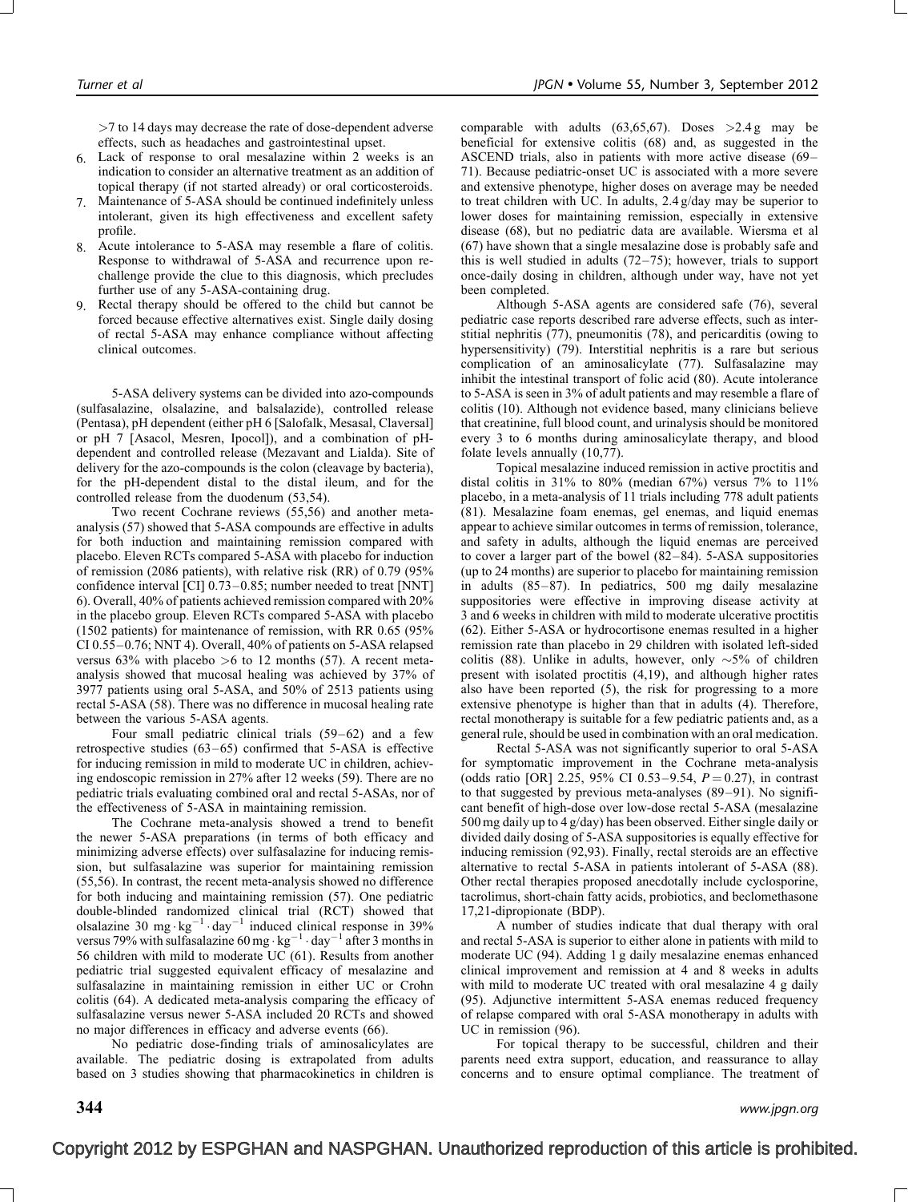>7 to 14 days may decrease the rate of dose-dependent adverse effects, such as headaches and gastrointestinal upset.

6. Lack of response to oral mesalazine within 2 weeks is an indication to consider an alternative treatment as an addition of topical therapy (if not started already) or oral corticosteroids.
7. Maintenance of 5-ASA should be continued indefinitely unless intolerant, given its high effectiveness and excellent safety profile.
8. Acute intolerance to 5-ASA may resemble a flare of colitis. Response to withdrawal of 5-ASA and recurrence upon rechallenge provide the clue to this diagnosis, which precludes further use of any 5-ASA-containing drug.
9. Rectal therapy should be offered to the child but cannot be forced because effective alternatives exist. Single daily dosing of rectal 5-ASA may enhance compliance without affecting clinical outcomes.

5-ASA delivery systems can be divided into azo-compounds (sulfasalazine, olsalazine, and balsalazide), controlled release (Pentasa), pH dependent (either pH 6 [Salofalk, Mesasal, Claversal] or pH 7 [Asacol, Mesren, Ipocol]), and a combination of pH-dependent and controlled release (Mezavant and Lialda). Site of delivery for the azo-compounds is the colon (cleavage by bacteria), for the pH-dependent distal to the distal ileum, and for the controlled release from the duodenum (53,54).

Two recent Cochrane reviews (55,56) and another meta-analysis (57) showed that 5-ASA compounds are effective in adults for both induction and maintaining remission compared with placebo. Eleven RCTs compared 5-ASA with placebo for induction of remission (2086 patients), with relative risk (RR) of 0.79 (95% confidence interval [CI] 0.73–0.85; number needed to treat [NNT] 6). Overall, 40% of patients achieved remission compared with 20% in the placebo group. Eleven RCTs compared 5-ASA with placebo (1502 patients) for maintenance of remission, with RR 0.65 (95% CI 0.55–0.76; NNT 4). Overall, 40% of patients on 5-ASA relapsed versus 63% with placebo >6 to 12 months (57). A recent meta-analysis showed that mucosal healing was achieved by 37% of 3977 patients using oral 5-ASA, and 50% of 2513 patients using rectal 5-ASA (58). There was no difference in mucosal healing rate between the various 5-ASA agents.

Four small pediatric clinical trials (59–62) and a few retrospective studies (63–65) confirmed that 5-ASA is effective for inducing remission in mild to moderate UC in children, achieving endoscopic remission in 27% after 12 weeks (59). There are no pediatric trials evaluating combined oral and rectal 5-ASAs, nor of the effectiveness of 5-ASA in maintaining remission.

The Cochrane meta-analysis showed a trend to benefit the newer 5-ASA preparations (in terms of both efficacy and minimizing adverse effects) over sulfasalazine for inducing remission, but sulfasalazine was superior for maintaining remission (55,56). In contrast, the recent meta-analysis showed no difference for both inducing and maintaining remission (57). One pediatric double-blinded randomized clinical trial (RCT) showed that olsalazine 30 $mg \cdot kg^{-1} \cdot day^{-1}$ induced clinical response in 39% versus 79% with sulfasalazine 60 $mg \cdot kg^{-1} \cdot day^{-1}$ after 3 months in 56 children with mild to moderate UC (61). Results from another pediatric trial suggested equivalent efficacy of mesalazine and sulfasalazine in maintaining remission in either UC or Crohn colitis (64). A dedicated meta-analysis comparing the efficacy of sulfasalazine versus newer 5-ASA included 20 RCTs and showed no major differences in efficacy and adverse events (66).

No pediatric dose-finding trials of aminosalicylates are available. The pediatric dosing is extrapolated from adults based on 3 studies showing that pharmacokinetics in children is comparable with adults (63,65,67). Doses >2.4 g may be beneficial for extensive colitis (68) and, as suggested in the ASCEND trials, also in patients with more active disease (69–71). Because pediatric-onset UC is associated with a more severe and extensive phenotype, higher doses on average may be needed to treat children with UC. In adults, 2.4 g/day may be superior to lower doses for maintaining remission, especially in extensive disease (68), but no pediatric data are available. Wiersma et al (67) have shown that a single mesalazine dose is probably safe and this is well studied in adults (72–75); however, trials to support once-daily dosing in children, although under way, have not yet been completed.

Although 5-ASA agents are considered safe (76), several pediatric case reports described rare adverse effects, such as interstitial nephritis (77), pneumonitis (78), and pericarditis (owing to hypersensitivity) (79). Interstitial nephritis is a rare but serious complication of an aminosalicylate (77). Sulfasalazine may inhibit the intestinal transport of folic acid (80). Acute intolerance to 5-ASA is seen in 3% of adult patients and may resemble a flare of colitis (10). Although not evidence based, many clinicians believe that creatinine, full blood count, and urinalysis should be monitored every 3 to 6 months during aminosalicylate therapy, and blood folate levels annually (10,77).

Topical mesalazine induced remission in active proctitis and distal colitis in 31% to 80% (median 67%) versus 7% to 11% placebo, in a meta-analysis of 11 trials including 778 adult patients (81). Mesalazine foam enemas, gel enemas, and liquid enemas appear to achieve similar outcomes in terms of remission, tolerance, and safety in adults, although the liquid enemas are perceived to cover a larger part of the bowel (82–84). 5-ASA suppositories (up to 24 months) are superior to placebo for maintaining remission in adults (85–87). In pediatrics, 500 mg daily mesalazine suppositories were effective in improving disease activity at 3 and 6 weeks in children with mild to moderate ulcerative proctitis (62). Either 5-ASA or hydrocortisone enemas resulted in a higher remission rate than placebo in 29 children with isolated left-sided colitis (88). Unlike in adults, however, only ~5% of children present with isolated proctitis (4,19), and although higher rates also have been reported (5), the risk for progressing to a more extensive phenotype is higher than that in adults (4). Therefore, rectal monotherapy is suitable for a few pediatric patients and, as a general rule, should be used in combination with an oral medication.

Rectal 5-ASA was not significantly superior to oral 5-ASA for symptomatic improvement in the Cochrane meta-analysis (odds ratio [OR] 2.25, 95% CI 0.53–9.54, $P = 0.27$), in contrast to that suggested by previous meta-analyses (89–91). No significant benefit of high-dose over low-dose rectal 5-ASA (mesalazine 500 mg daily up to 4 g/day) has been observed. Either single daily or divided daily dosing of 5-ASA suppositories is equally effective for inducing remission (92,93). Finally, rectal steroids are an effective alternative to rectal 5-ASA in patients intolerant of 5-ASA (88). Other rectal therapies proposed anecdotally include cyclosporine, tacrolimus, short-chain fatty acids, probiotics, and beclomethasone 17,21-dipropionate (BDP).

A number of studies indicate that dual therapy with oral and rectal 5-ASA is superior to either alone in patients with mild to moderate UC (94). Adding 1 g daily mesalazine enemas enhanced clinical improvement and remission at 4 and 8 weeks in adults with mild to moderate UC treated with oral mesalazine 4 g daily (95). Adjunctive intermittent 5-ASA enemas reduced frequency of relapse compared with oral 5-ASA monotherapy in adults with UC in remission (96).

For topical therapy to be successful, children and their parents need extra support, education, and reassurance to allay concerns and to ensure optimal compliance. The treatment of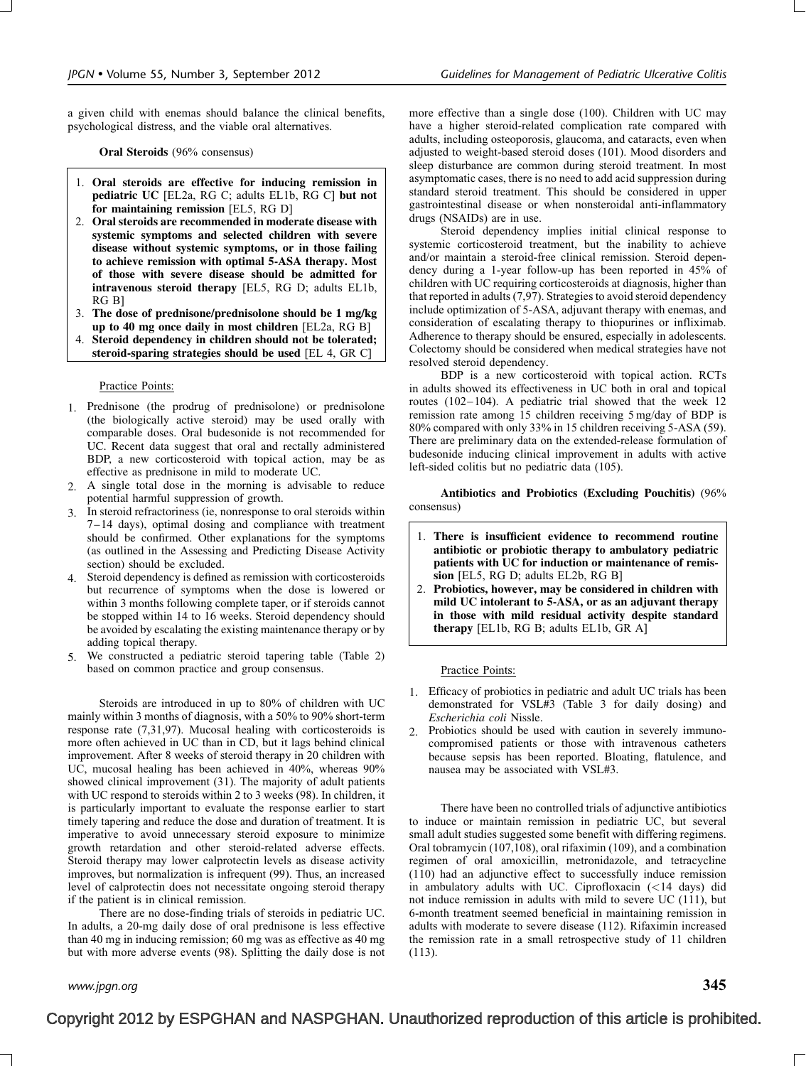a given child with enemas should balance the clinical benefits, psychological distress, and the viable oral alternatives.

**Oral Steroids** (96% consensus)

1. **Oral steroids are effective for inducing remission in pediatric UC** [EL2a, RG C; adults EL1b, RG C] **but not for maintaining remission** [EL5, RG D]
2. **Oral steroids are recommended in moderate disease with systemic symptoms and selected children with severe disease without systemic symptoms, or in those failing to achieve remission with optimal 5-ASA therapy. Most of those with severe disease should be admitted for intravenous steroid therapy** [EL5, RG D; adults EL1b, RG B]
3. **The dose of prednisone/prednisolone should be 1 mg/kg up to 40 mg once daily in most children** [EL2a, RG B]
4. **Steroid dependency in children should not be tolerated; steroid-sparing strategies should be used** [EL 4, GR C]

Practice Points:

1. Prednisone (the prodrug of prednisolone) or prednisolone (the biologically active steroid) may be used orally with comparable doses. Oral budesonide is not recommended for UC. Recent data suggest that oral and rectally administered BDP, a new corticosteroid with topical action, may be as effective as prednisone in mild to moderate UC.
2. A single total dose in the morning is advisable to reduce potential harmful suppression of growth.
3. In steroid refractoriness (ie, nonresponse to oral steroids within 7–14 days), optimal dosing and compliance with treatment should be confirmed. Other explanations for the symptoms (as outlined in the Assessing and Predicting Disease Activity section) should be excluded.
4. Steroid dependency is defined as remission with corticosteroids but recurrence of symptoms when the dose is lowered or within 3 months following complete taper, or if steroids cannot be stopped within 14 to 16 weeks. Steroid dependency should be avoided by escalating the existing maintenance therapy or by adding topical therapy.
5. We constructed a pediatric steroid tapering table (Table 2) based on common practice and group consensus.

Steroids are introduced in up to 80% of children with UC mainly within 3 months of diagnosis, with a 50% to 90% short-term response rate (7,31,97). Mucosal healing with corticosteroids is more often achieved in UC than in CD, but it lags behind clinical improvement. After 8 weeks of steroid therapy in 20 children with UC, mucosal healing has been achieved in 40%, whereas 90% showed clinical improvement (31). The majority of adult patients with UC respond to steroids within 2 to 3 weeks (98). In children, it is particularly important to evaluate the response earlier to start timely tapering and reduce the dose and duration of treatment. It is imperative to avoid unnecessary steroid exposure to minimize growth retardation and other steroid-related adverse effects. Steroid therapy may lower calprotectin levels as disease activity improves, but normalization is infrequent (99). Thus, an increased level of calprotectin does not necessitate ongoing steroid therapy if the patient is in clinical remission.

There are no dose-finding trials of steroids in pediatric UC. In adults, a 20-mg daily dose of oral prednisone is less effective than 40 mg in inducing remission; 60 mg was as effective as 40 mg but with more adverse events (98). Splitting the daily dose is not more effective than a single dose (100). Children with UC may have a higher steroid-related complication rate compared with adults, including osteoporosis, glaucoma, and cataracts, even when adjusted to weight-based steroid doses (101). Mood disorders and sleep disturbance are common during steroid treatment. In most asymptomatic cases, there is no need to add acid suppression during standard steroid treatment. This should be considered in upper gastrointestinal disease or when nonsteroidal anti-inflammatory drugs (NSAIDs) are in use.

Steroid dependency implies initial clinical response to systemic corticosteroid treatment, but the inability to achieve and/or maintain a steroid-free clinical remission. Steroid dependency during a 1-year follow-up has been reported in 45% of children with UC requiring corticosteroids at diagnosis, higher than that reported in adults (7,97). Strategies to avoid steroid dependency include optimization of 5-ASA, adjuvant therapy with enemas, and consideration of escalating therapy to thiopurines or infliximab. Adherence to therapy should be ensured, especially in adolescents. Colectomy should be considered when medical strategies have not resolved steroid dependency.

BDP is a new corticosteroid with topical action. RCTs in adults showed its effectiveness in UC both in oral and topical routes (102–104). A pediatric trial showed that the week 12 remission rate among 15 children receiving 5 mg/day of BDP is 80% compared with only 33% in 15 children receiving 5-ASA (59). There are preliminary data on the extended-release formulation of budesonide inducing clinical improvement in adults with active left-sided colitis but no pediatric data (105).

**Antibiotics and Probiotics (Excluding Pouchitis)** (96% consensus)

1. **There is insufficient evidence to recommend routine antibiotic or probiotic therapy to ambulatory pediatric patients with UC for induction or maintenance of remission** [EL5, RG D; adults EL2b, RG B]
2. **Probiotics, however, may be considered in children with mild UC intolerant to 5-ASA, or as an adjuvant therapy in those with mild residual activity despite standard therapy** [EL1b, RG B; adults EL1b, GR A]

Practice Points:

1. Efficacy of probiotics in pediatric and adult UC trials has been demonstrated for VSL#3 (Table 3 for daily dosing) and *Escherichia coli* Nissle.
2. Probiotics should be used with caution in severely immunocompromised patients or those with intravenous catheters because sepsis has been reported. Bloating, flatulence, and nausea may be associated with VSL#3.

There have been no controlled trials of adjunctive antibiotics to induce or maintain remission in pediatric UC, but several small adult studies suggested some benefit with differing regimens. Oral tobramycin (107,108), oral rifaximin (109), and a combination regimen of oral amoxicillin, metronidazole, and tetracycline (110) had an adjunctive effect to successfully induce remission in ambulatory adults with UC. Ciprofloxacin (<14 days) did not induce remission in adults with mild to severe UC (111), but 6-month treatment seemed beneficial in maintaining remission in adults with moderate to severe disease (112). Rifaximin increased the remission rate in a small retrospective study of 11 children (113).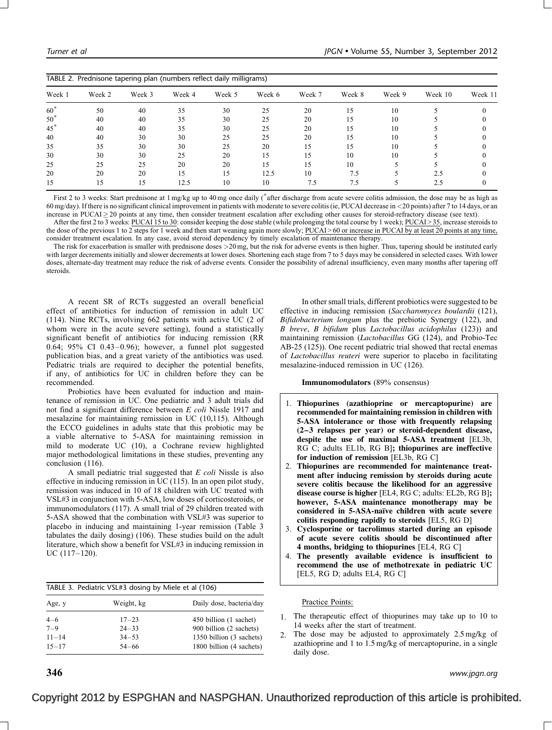TABLE 2. Prednisone tapering plan (numbers reflect daily milligrams)

| Week 1 | Week 2 | Week 3 | Week 4 | Week 5 | Week 6 | Week 7 | Week 8 | Week 9 | Week 10 | Week 11 |
|---|---|---|---|---|---|---|---|---|---|---|
| 60* | 50 | 40 | 35 | 30 | 25 | 20 | 15 | 10 | 5 | 0 |
| 50* | 40 | 40 | 35 | 30 | 25 | 20 | 15 | 10 | 5 | 0 |
| 45* | 40 | 40 | 35 | 30 | 25 | 20 | 15 | 10 | 5 | 0 |
| 40 | 40 | 30 | 30 | 25 | 25 | 20 | 15 | 10 | 5 | 0 |
| 35 | 35 | 30 | 30 | 25 | 20 | 15 | 15 | 10 | 5 | 0 |
| 30 | 30 | 30 | 25 | 20 | 15 | 15 | 10 | 10 | 5 | 0 |
| 25 | 25 | 25 | 20 | 20 | 15 | 15 | 10 | 5 | 5 | 0 |
| 20 | 20 | 20 | 15 | 15 | 12.5 | 10 | 7.5 | 5 | 2.5 | 0 |
| 15 | 15 | 15 | 12.5 | 10 | 10 | 7.5 | 7.5 | 5 | 2.5 | 0 |

First 2 to 3 weeks: Start prednisone at 1 mg/kg up to 40 mg once daily (*after discharge from acute severe colitis admission, the dose may be as high as 60 mg/day). If there is no significant clinical improvement in patients with moderate to severe colitis (ie, PUCAI decrease in <20 points) after 7 to 14 days, or an increase in PUCAI ≥ 20 points at any time, then consider treatment escalation after excluding other causes for steroid-refractory disease (see text).

After the first 2 to 3 weeks: PUCAI 15 to 30: consider keeping the dose stable (while prolonging the total course by 1 week); PUCAI > 35, increase steroids to the dose of the previous 1 to 2 steps for 1 week and then start weaning again more slowly; PUCAI > 60 or increase in PUCAI by at least 20 points at any time, consider treatment escalation. In any case, avoid steroid dependency by timely escalation of maintenance therapy.

The risk for exacerbation is smaller with prednisone doses >20 mg, but the risk for adverse events is then higher. Thus, tapering should be instituted early with larger decrements initially and slower decrements at lower doses. Shortening each stage from 7 to 5 days may be considered in selected cases. With lower doses, alternate-day treatment may reduce the risk of adverse events. Consider the possibility of adrenal insufficiency, even many months after tapering off steroids.

A recent SR of RCTs suggested an overall beneficial effect of antibiotics for induction of remission in adult UC (114). Nine RCTs, involving 662 patients with active UC (2 of whom were in the acute severe setting), found a statistically significant benefit of antibiotics for inducing remission (RR 0.64; 95% CI 0.43–0.96); however, a funnel plot suggested publication bias, and a great variety of the antibiotics was used. Pediatric trials are required to decipher the potential benefits, if any, of antibiotics for UC in children before they can be recommended.

Probiotics have been evaluated for induction and maintenance of remission in UC. One pediatric and 3 adult trials did not find a significant difference between *E coli* Nissle 1917 and mesalazine for maintaining remission in UC (10,115). Although the ECCO guidelines in adults state that this probiotic may be a viable alternative to 5-ASA for maintaining remission in mild to moderate UC (10), a Cochrane review highlighted major methodological limitations in these studies, preventing any conclusion (116).

A small pediatric trial suggested that *E coli* Nissle is also effective in inducing remission in UC (115). In an open pilot study, remission was induced in 10 of 18 children with UC treated with VSL#3 in conjunction with 5-ASA, low doses of corticosteroids, or immunomodulators (117). A small trial of 29 children treated with 5-ASA showed that the combination with VSL#3 was superior to placebo in inducing and maintaining 1-year remission (Table 3 tabulates the daily dosing) (106). These studies build on the adult literature, which show a benefit for VSL#3 in inducing remission in UC (117–120).

TABLE 3. Pediatric VSL#3 dosing by Miele et al (106)

| Age, y | Weight, kg | Daily dose, bacteria/day |
|---|---|---|
| 4–6 | 17–23 | 450 billion (1 sachet) |
| 7–9 | 24–33 | 900 billion (2 sachets) |
| 11–14 | 34–53 | 1350 billion (3 sachets) |
| 15–17 | 54–66 | 1800 billion (4 sachets) |

In other small trials, different probiotics were suggested to be effective in inducing remission (*Saccharomyces boulardii* (121), *Bifidobacterium longum* plus the prebiotic Synergy (122), and *B breve*, *B bifidum* plus *Lactobacillus acidophilus* (123)) and maintaining remission (*Lactobacillus* GG (124), and Probio-Tec AB-25 (125)). One recent pediatric trial showed that rectal enemas of *Lactobacillus reuteri* were superior to placebo in facilitating mesalazine-induced remission in UC (126).

**Immunomodulators** (89% consensus)

1. **Thiopurines (azathioprine or mercaptopurine) are recommended for maintaining remission in children with 5-ASA intolerance or those with frequently relapsing (2–3 relapses per year) or steroid-dependent disease, despite the use of maximal 5-ASA treatment** [EL3b, RG C; adults EL1b, RG B]**; thiopurines are ineffective for induction of remission** [EL3b, RG C]
2. **Thiopurines are recommended for maintenance treatment after inducing remission by steroids during acute severe colitis because the likelihood for an aggressive disease course is higher** [EL4, RG C; adults: EL2b, RG B]**; however, 5-ASA maintenance monotherapy may be considered in 5-ASA-naïve children with acute severe colitis responding rapidly to steroids** [EL5, RG D]
3. **Cyclosporine or tacrolimus started during an episode of acute severe colitis should be discontinued after 4 months, bridging to thiopurines** [EL4, RG C]
4. **The presently available evidence is insufficient to recommend the use of methotrexate in pediatric UC** [EL5, RG D; adults EL4, RG C]

Practice Points:

1. The therapeutic effect of thiopurines may take up to 10 to 14 weeks after the start of treatment.
2. The dose may be adjusted to approximately 2.5 mg/kg of azathioprine and 1 to 1.5 mg/kg of mercaptopurine, in a single daily dose.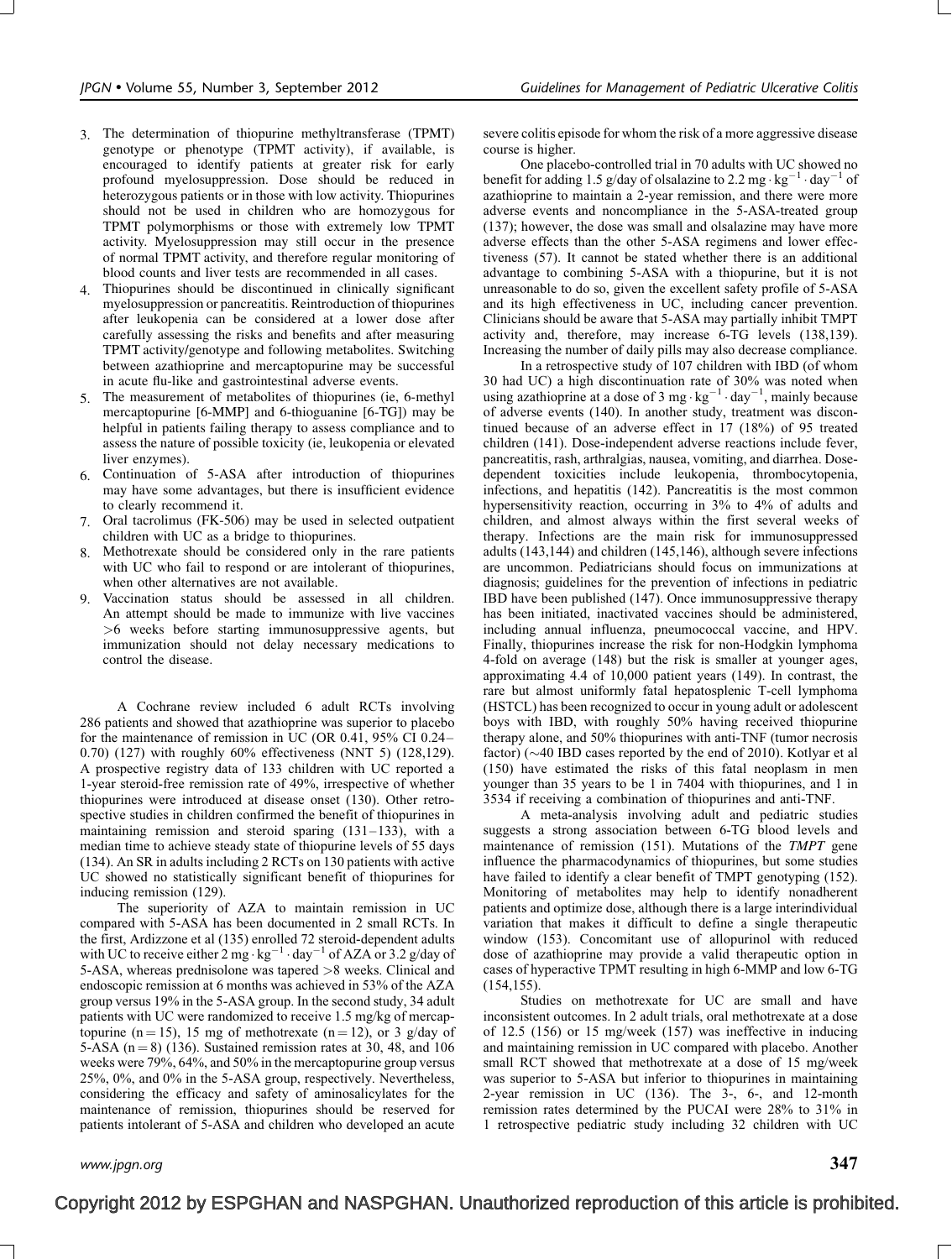3. The determination of thiopurine methyltransferase (TPMT) genotype or phenotype (TPMT activity), if available, is encouraged to identify patients at greater risk for early profound myelosuppression. Dose should be reduced in heterozygous patients or in those with low activity. Thiopurines should not be used in children who are homozygous for TPMT polymorphisms or those with extremely low TPMT activity. Myelosuppression may still occur in the presence of normal TPMT activity, and therefore regular monitoring of blood counts and liver tests are recommended in all cases.
4. Thiopurines should be discontinued in clinically significant myelosuppression or pancreatitis. Reintroduction of thiopurines after leukopenia can be considered at a lower dose after carefully assessing the risks and benefits and after measuring TPMT activity/genotype and following metabolites. Switching between azathioprine and mercaptopurine may be successful in acute flu-like and gastrointestinal adverse events.
5. The measurement of metabolites of thiopurines (ie, 6-methyl mercaptopurine [6-MMP] and 6-thioguanine [6-TG]) may be helpful in patients failing therapy to assess compliance and to assess the nature of possible toxicity (ie, leukopenia or elevated liver enzymes).
6. Continuation of 5-ASA after introduction of thiopurines may have some advantages, but there is insufficient evidence to clearly recommend it.
7. Oral tacrolimus (FK-506) may be used in selected outpatient children with UC as a bridge to thiopurines.
8. Methotrexate should be considered only in the rare patients with UC who fail to respond or are intolerant of thiopurines, when other alternatives are not available.
9. Vaccination status should be assessed in all children. An attempt should be made to immunize with live vaccines >6 weeks before starting immunosuppressive agents, but immunization should not delay necessary medications to control the disease.

A Cochrane review included 6 adult RCTs involving 286 patients and showed that azathioprine was superior to placebo for the maintenance of remission in UC (OR 0.41, 95% CI 0.24–0.70) (127) with roughly 60% effectiveness (NNT 5) (128,129). A prospective registry data of 133 children with UC reported a 1-year steroid-free remission rate of 49%, irrespective of whether thiopurines were introduced at disease onset (130). Other retrospective studies in children confirmed the benefit of thiopurines in maintaining remission and steroid sparing (131–133), with a median time to achieve steady state of thiopurine levels of 55 days (134). An SR in adults including 2 RCTs on 130 patients with active UC showed no statistically significant benefit of thiopurines for inducing remission (129).

The superiority of AZA to maintain remission in UC compared with 5-ASA has been documented in 2 small RCTs. In the first, Ardizzone et al (135) enrolled 72 steroid-dependent adults with UC to receive either 2 $mg \cdot kg^{-1} \cdot day^{-1}$ of AZA or 3.2 g/day of 5-ASA, whereas prednisolone was tapered >8 weeks. Clinical and endoscopic remission at 6 months was achieved in 53% of the AZA group versus 19% in the 5-ASA group. In the second study, 34 adult patients with UC were randomized to receive 1.5 mg/kg of mercaptopurine ($n = 15$), 15 mg of methotrexate ($n = 12$), or 3 g/day of 5-ASA ($n = 8$) (136). Sustained remission rates at 30, 48, and 106 weeks were 79%, 64%, and 50% in the mercaptopurine group versus 25%, 0%, and 0% in the 5-ASA group, respectively. Nevertheless, considering the efficacy and safety of aminosalicylates for the maintenance of remission, thiopurines should be reserved for patients intolerant of 5-ASA and children who developed an acute severe colitis episode for whom the risk of a more aggressive disease course is higher.

One placebo-controlled trial in 70 adults with UC showed no benefit for adding 1.5 g/day of olsalazine to 2.2 $mg \cdot kg^{-1} \cdot day^{-1}$ of azathioprine to maintain a 2-year remission, and there were more adverse events and noncompliance in the 5-ASA-treated group (137); however, the dose was small and olsalazine may have more adverse effects than the other 5-ASA regimens and lower effectiveness (57). It cannot be stated whether there is an additional advantage to combining 5-ASA with a thiopurine, but it is not unreasonable to do so, given the excellent safety profile of 5-ASA and its high effectiveness in UC, including cancer prevention. Clinicians should be aware that 5-ASA may partially inhibit TMPT activity and, therefore, may increase 6-TG levels (138,139). Increasing the number of daily pills may also decrease compliance.

In a retrospective study of 107 children with IBD (of whom 30 had UC) a high discontinuation rate of 30% was noted when using azathioprine at a dose of 3 $mg \cdot kg^{-1} \cdot day^{-1}$, mainly because of adverse events (140). In another study, treatment was discontinued because of an adverse effect in 17 (18%) of 95 treated children (141). Dose-independent adverse reactions include fever, pancreatitis, rash, arthralgias, nausea, vomiting, and diarrhea. Dose-dependent toxicities include leukopenia, thrombocytopenia, infections, and hepatitis (142). Pancreatitis is the most common hypersensitivity reaction, occurring in 3% to 4% of adults and children, and almost always within the first several weeks of therapy. Infections are the main risk for immunosuppressed adults (143,144) and children (145,146), although severe infections are uncommon. Pediatricians should focus on immunizations at diagnosis; guidelines for the prevention of infections in pediatric IBD have been published (147). Once immunosuppressive therapy has been initiated, inactivated vaccines should be administered, including annual influenza, pneumococcal vaccine, and HPV. Finally, thiopurines increase the risk for non-Hodgkin lymphoma 4-fold on average (148) but the risk is smaller at younger ages, approximating 4.4 of 10,000 patient years (149). In contrast, the rare but almost uniformly fatal hepatosplenic T-cell lymphoma (HSTCL) has been recognized to occur in young adult or adolescent boys with IBD, with roughly 50% having received thiopurine therapy alone, and 50% thiopurines with anti-TNF (tumor necrosis factor) (~40 IBD cases reported by the end of 2010). Kotlyar et al (150) have estimated the risks of this fatal neoplasm in men younger than 35 years to be 1 in 7404 with thiopurines, and 1 in 3534 if receiving a combination of thiopurines and anti-TNF.

A meta-analysis involving adult and pediatric studies suggests a strong association between 6-TG blood levels and maintenance of remission (151). Mutations of the *TMPT* gene influence the pharmacodynamics of thiopurines, but some studies have failed to identify a clear benefit of TMPT genotyping (152). Monitoring of metabolites may help to identify nonadherent patients and optimize dose, although there is a large interindividual variation that makes it difficult to define a single therapeutic window (153). Concomitant use of allopurinol with reduced dose of azathioprine may provide a valid therapeutic option in cases of hyperactive TPMT resulting in high 6-MMP and low 6-TG (154,155).

Studies on methotrexate for UC are small and have inconsistent outcomes. In 2 adult trials, oral methotrexate at a dose of 12.5 (156) or 15 mg/week (157) was ineffective in inducing and maintaining remission in UC compared with placebo. Another small RCT showed that methotrexate at a dose of 15 mg/week was superior to 5-ASA but inferior to thiopurines in maintaining 2-year remission in UC (136). The 3-, 6-, and 12-month remission rates determined by the PUCAI were 28% to 31% in 1 retrospective pediatric study including 32 children with UC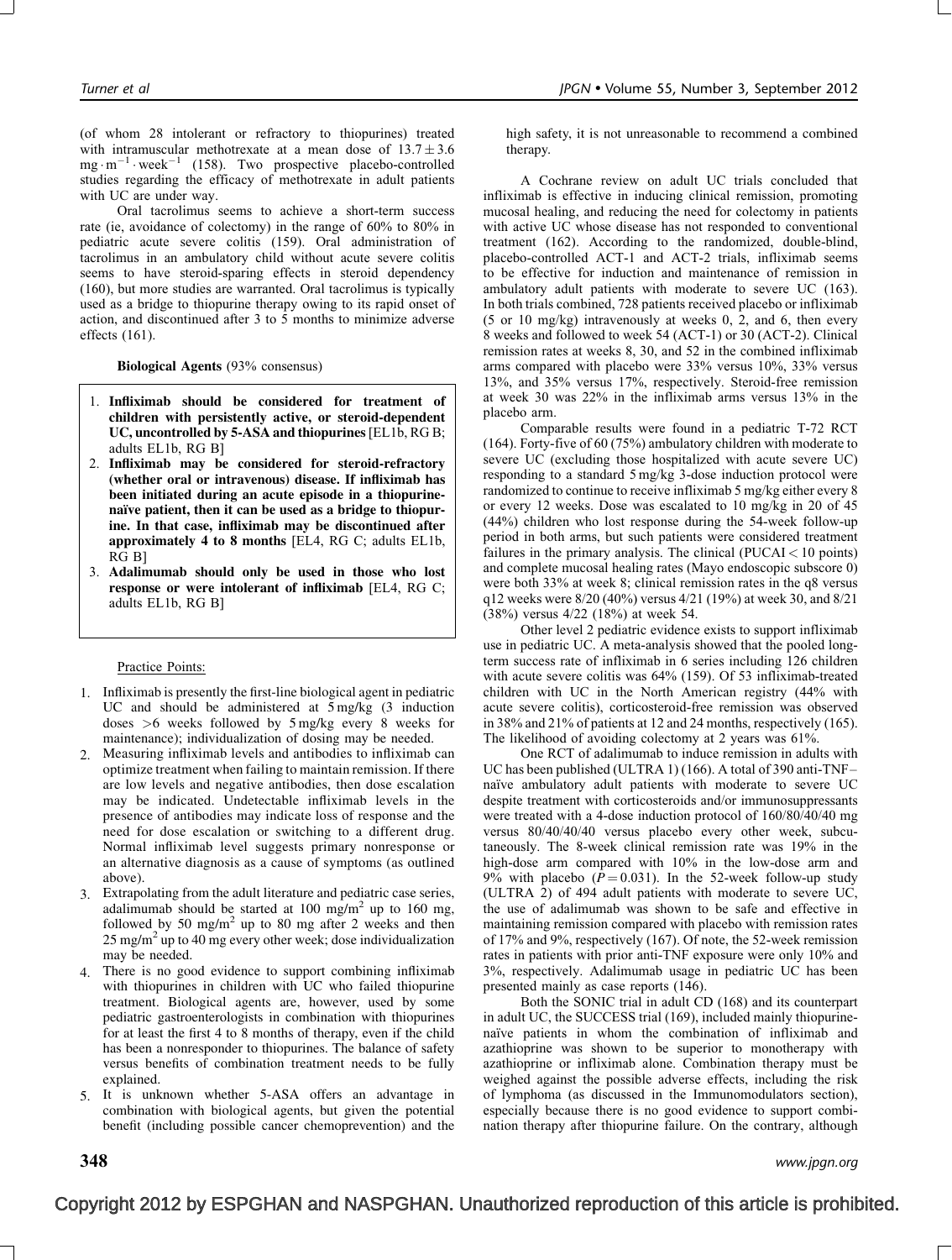(of whom 28 intolerant or refractory to thiopurines) treated with intramuscular methotrexate at a mean dose of $13.7 \pm 3.6$ $mg \cdot m^{-1} \cdot week^{-1}$ (158). Two prospective placebo-controlled studies regarding the efficacy of methotrexate in adult patients with UC are under way.

Oral tacrolimus seems to achieve a short-term success rate (ie, avoidance of colectomy) in the range of 60% to 80% in pediatric acute severe colitis (159). Oral administration of tacrolimus in an ambulatory child without acute severe colitis seems to have steroid-sparing effects in steroid dependency (160), but more studies are warranted. Oral tacrolimus is typically used as a bridge to thiopurine therapy owing to its rapid onset of action, and discontinued after 3 to 5 months to minimize adverse effects (161).

**Biological Agents** (93% consensus)

1. **Infliximab should be considered for treatment of children with persistently active, or steroid-dependent UC, uncontrolled by 5-ASA and thiopurines** [EL1b, RG B; adults EL1b, RG B]
2. **Infliximab may be considered for steroid-refractory (whether oral or intravenous) disease. If infliximab has been initiated during an acute episode in a thiopurine-naïve patient, then it can be used as a bridge to thiopurine. In that case, infliximab may be discontinued after approximately 4 to 8 months** [EL4, RG C; adults EL1b, RG B]
3. **Adalimumab should only be used in those who lost response or were intolerant of infliximab** [EL4, RG C; adults EL1b, RG B]

Practice Points:

1. Infliximab is presently the first-line biological agent in pediatric UC and should be administered at 5 mg/kg (3 induction doses >6 weeks followed by 5 mg/kg every 8 weeks for maintenance); individualization of dosing may be needed.
2. Measuring infliximab levels and antibodies to infliximab can optimize treatment when failing to maintain remission. If there are low levels and negative antibodies, then dose escalation may be indicated. Undetectable infliximab levels in the presence of antibodies may indicate loss of response and the need for dose escalation or switching to a different drug. Normal infliximab level suggests primary nonresponse or an alternative diagnosis as a cause of symptoms (as outlined above).
3. Extrapolating from the adult literature and pediatric case series, adalimumab should be started at 100 $mg/m^2$ up to 160 mg, followed by 50 $mg/m^2$ up to 80 mg after 2 weeks and then 25 $mg/m^2$ up to 40 mg every other week; dose individualization may be needed.
4. There is no good evidence to support combining infliximab with thiopurines in children with UC who failed thiopurine treatment. Biological agents are, however, used by some pediatric gastroenterologists in combination with thiopurines for at least the first 4 to 8 months of therapy, even if the child has been a nonresponder to thiopurines. The balance of safety versus benefits of combination treatment needs to be fully explained.
5. It is unknown whether 5-ASA offers an advantage in combination with biological agents, but given the potential benefit (including possible cancer chemoprevention) and the high safety, it is not unreasonable to recommend a combined therapy.

A Cochrane review on adult UC trials concluded that infliximab is effective in inducing clinical remission, promoting mucosal healing, and reducing the need for colectomy in patients with active UC whose disease has not responded to conventional treatment (162). According to the randomized, double-blind, placebo-controlled ACT-1 and ACT-2 trials, infliximab seems to be effective for induction and maintenance of remission in ambulatory adult patients with moderate to severe UC (163). In both trials combined, 728 patients received placebo or infliximab (5 or 10 mg/kg) intravenously at weeks 0, 2, and 6, then every 8 weeks and followed to week 54 (ACT-1) or 30 (ACT-2). Clinical remission rates at weeks 8, 30, and 52 in the combined infliximab arms compared with placebo were 33% versus 10%, 33% versus 13%, and 35% versus 17%, respectively. Steroid-free remission at week 30 was 22% in the infliximab arms versus 13% in the placebo arm.

Comparable results were found in a pediatric T-72 RCT (164). Forty-five of 60 (75%) ambulatory children with moderate to severe UC (excluding those hospitalized with acute severe UC) responding to a standard 5 mg/kg 3-dose induction protocol were randomized to continue to receive infliximab 5 mg/kg either every 8 or every 12 weeks. Dose was escalated to 10 mg/kg in 20 of 45 (44%) children who lost response during the 54-week follow-up period in both arms, but such patients were considered treatment failures in the primary analysis. The clinical (PUCAI < 10 points) and complete mucosal healing rates (Mayo endoscopic subscore 0) were both 33% at week 8; clinical remission rates in the q8 versus q12 weeks were 8/20 (40%) versus 4/21 (19%) at week 30, and 8/21 (38%) versus 4/22 (18%) at week 54.

Other level 2 pediatric evidence exists to support infliximab use in pediatric UC. A meta-analysis showed that the pooled long-term success rate of infliximab in 6 series including 126 children with acute severe colitis was 64% (159). Of 53 infliximab-treated children with UC in the North American registry (44% with acute severe colitis), corticosteroid-free remission was observed in 38% and 21% of patients at 12 and 24 months, respectively (165). The likelihood of avoiding colectomy at 2 years was 61%.

One RCT of adalimumab to induce remission in adults with UC has been published (ULTRA 1) (166). A total of 390 anti-TNF–naïve ambulatory adult patients with moderate to severe UC despite treatment with corticosteroids and/or immunosuppressants were treated with a 4-dose induction protocol of 160/80/40/40 mg versus 80/40/40/40 versus placebo every other week, subcutaneously. The 8-week clinical remission rate was 19% in the high-dose arm compared with 10% in the low-dose arm and 9% with placebo ($P = 0.031$). In the 52-week follow-up study (ULTRA 2) of 494 adult patients with moderate to severe UC, the use of adalimumab was shown to be safe and effective in maintaining remission compared with placebo with remission rates of 17% and 9%, respectively (167). Of note, the 52-week remission rates in patients with prior anti-TNF exposure were only 10% and 3%, respectively. Adalimumab usage in pediatric UC has been presented mainly as case reports (146).

Both the SONIC trial in adult CD (168) and its counterpart in adult UC, the SUCCESS trial (169), included mainly thiopurine-naïve patients in whom the combination of infliximab and azathioprine was shown to be superior to monotherapy with azathioprine or infliximab alone. Combination therapy must be weighed against the possible adverse effects, including the risk of lymphoma (as discussed in the Immunomodulators section), especially because there is no good evidence to support combination therapy after thiopurine failure. On the contrary, although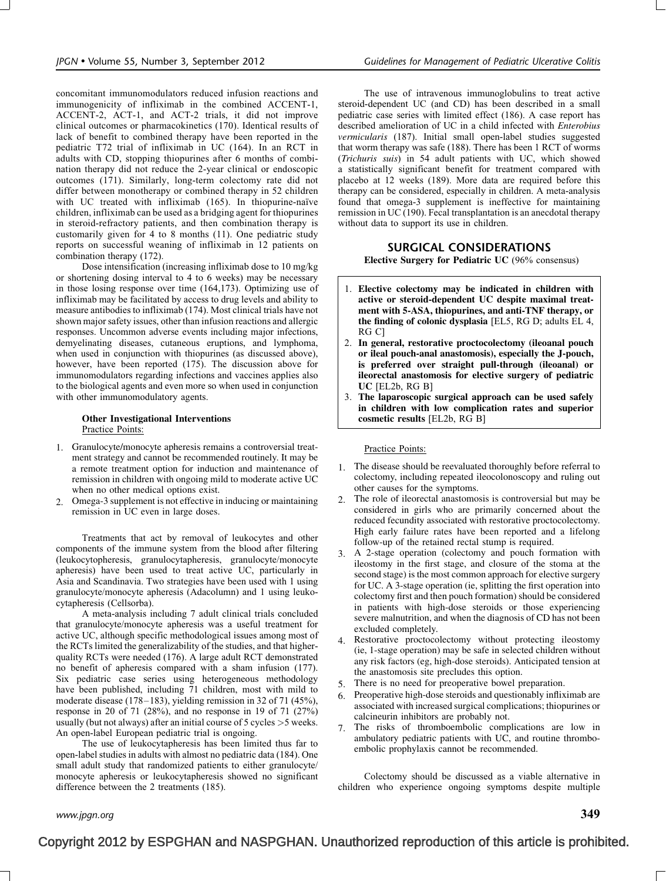concomitant immunomodulators reduced infusion reactions and immunogenicity of infliximab in the combined ACCENT-1, ACCENT-2, ACT-1, and ACT-2 trials, it did not improve clinical outcomes or pharmacokinetics (170). Identical results of lack of benefit to combined therapy have been reported in the pediatric T72 trial of infliximab in UC (164). In an RCT in adults with CD, stopping thiopurines after 6 months of combination therapy did not reduce the 2-year clinical or endoscopic outcomes (171). Similarly, long-term colectomy rate did not differ between monotherapy or combined therapy in 52 children with UC treated with infliximab (165). In thiopurine-naïve children, infliximab can be used as a bridging agent for thiopurines in steroid-refractory patients, and then combination therapy is customarily given for 4 to 8 months (11). One pediatric study reports on successful weaning of infliximab in 12 patients on combination therapy (172).

Dose intensification (increasing infliximab dose to 10 mg/kg or shortening dosing interval to 4 to 6 weeks) may be necessary in those losing response over time (164,173). Optimizing use of infliximab may be facilitated by access to drug levels and ability to measure antibodies to infliximab (174). Most clinical trials have not shown major safety issues, other than infusion reactions and allergic responses. Uncommon adverse events including major infections, demyelinating diseases, cutaneous eruptions, and lymphoma, when used in conjunction with thiopurines (as discussed above), however, have been reported (175). The discussion above for immunomodulators regarding infections and vaccines applies also to the biological agents and even more so when used in conjunction with other immunomodulatory agents.

### Other Investigational Interventions

Practice Points:

1. Granulocyte/monocyte apheresis remains a controversial treatment strategy and cannot be recommended routinely. It may be a remote treatment option for induction and maintenance of remission in children with ongoing mild to moderate active UC when no other medical options exist.
2. Omega-3 supplement is not effective in inducing or maintaining remission in UC even in large doses.

Treatments that act by removal of leukocytes and other components of the immune system from the blood after filtering (leukocytopheresis, granulocytapheresis, granulocyte/monocyte apheresis) have been used to treat active UC, particularly in Asia and Scandinavia. Two strategies have been used with 1 using granulocyte/monocyte apheresis (Adacolumn) and 1 using leukocytapheresis (Cellsorba).

A meta-analysis including 7 adult clinical trials concluded that granulocyte/monocyte apheresis was a useful treatment for active UC, although specific methodological issues among most of the RCTs limited the generalizability of the studies, and that higher-quality RCTs were needed (176). A large adult RCT demonstrated no benefit of apheresis compared with a sham infusion (177). Six pediatric case series using heterogeneous methodology have been published, including 71 children, most with mild to moderate disease (178–183), yielding remission in 32 of 71 (45%), response in 20 of 71 (28%), and no response in 19 of 71 (27%) usually (but not always) after an initial course of 5 cycles >5 weeks. An open-label European pediatric trial is ongoing.

The use of leukocytapheresis has been limited thus far to open-label studies in adults with almost no pediatric data (184). One small adult study that randomized patients to either granulocyte/monocyte apheresis or leukocytapheresis showed no significant difference between the 2 treatments (185).

The use of intravenous immunoglobulins to treat active steroid-dependent UC (and CD) has been described in a small pediatric case series with limited effect (186). A case report has described amelioration of UC in a child infected with *Enterobius vermicularis* (187). Initial small open-label studies suggested that worm therapy was safe (188). There has been 1 RCT of worms (*Trichuris suis*) in 54 adult patients with UC, which showed a statistically significant benefit for treatment compared with placebo at 12 weeks (189). More data are required before this therapy can be considered, especially in children. A meta-analysis found that omega-3 supplement is ineffective for maintaining remission in UC (190). Fecal transplantation is an anecdotal therapy without data to support its use in children.

## SURGICAL CONSIDERATIONS

**Elective Surgery for Pediatric UC** (96% consensus)

1. **Elective colectomy may be indicated in children with active or steroid-dependent UC despite maximal treatment with 5-ASA, thiopurines, and anti-TNF therapy, or the finding of colonic dysplasia** [EL5, RG D; adults EL 4, RG C]
2. **In general, restorative proctocolectomy (ileoanal pouch or ileal pouch-anal anastomosis), especially the J-pouch, is preferred over straight pull-through (ileoanal) or ileorectal anastomosis for elective surgery of pediatric UC** [EL2b, RG B]
3. **The laparoscopic surgical approach can be used safely in children with low complication rates and superior cosmetic results** [EL2b, RG B]

Practice Points:

1. The disease should be reevaluated thoroughly before referral to colectomy, including repeated ileocolonoscopy and ruling out other causes for the symptoms.
2. The role of ileorectal anastomosis is controversial but may be considered in girls who are primarily concerned about the reduced fecundity associated with restorative proctocolectomy. High early failure rates have been reported and a lifelong follow-up of the retained rectal stump is required.
3. A 2-stage operation (colectomy and pouch formation with ileostomy in the first stage, and closure of the stoma at the second stage) is the most common approach for elective surgery for UC. A 3-stage operation (ie, splitting the first operation into colectomy first and then pouch formation) should be considered in patients with high-dose steroids or those experiencing severe malnutrition, and when the diagnosis of CD has not been excluded completely.
4. Restorative proctocolectomy without protecting ileostomy (ie, 1-stage operation) may be safe in selected children without any risk factors (eg, high-dose steroids). Anticipated tension at the anastomosis site precludes this option.
5. There is no need for preoperative bowel preparation.
6. Preoperative high-dose steroids and questionably infliximab are associated with increased surgical complications; thiopurines or calcineurin inhibitors are probably not.
7. The risks of thromboembolic complications are low in ambulatory pediatric patients with UC, and routine thromboembolic prophylaxis cannot be recommended.

Colectomy should be discussed as a viable alternative in children who experience ongoing symptoms despite multiple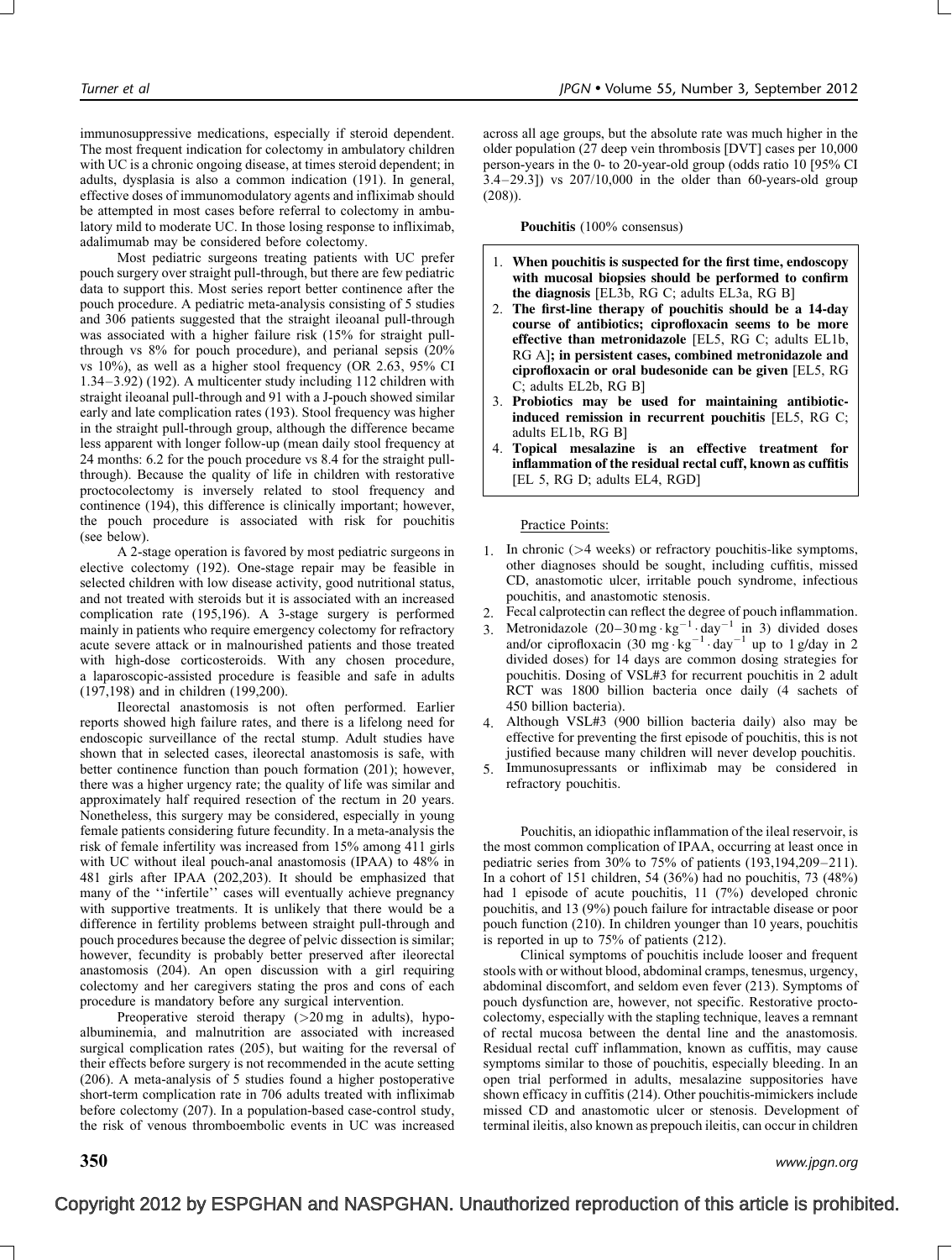immunosuppressive medications, especially if steroid dependent. The most frequent indication for colectomy in ambulatory children with UC is a chronic ongoing disease, at times steroid dependent; in adults, dysplasia is also a common indication (191). In general, effective doses of immunomodulatory agents and infliximab should be attempted in most cases before referral to colectomy in ambulatory mild to moderate UC. In those losing response to infliximab, adalimumab may be considered before colectomy.

Most pediatric surgeons treating patients with UC prefer pouch surgery over straight pull-through, but there are few pediatric data to support this. Most series report better continence after the pouch procedure. A pediatric meta-analysis consisting of 5 studies and 306 patients suggested that the straight ileoanal pull-through was associated with a higher failure risk (15% for straight pull-through vs 8% for pouch procedure), and perianal sepsis (20% vs 10%), as well as a higher stool frequency (OR 2.63, 95% CI 1.34–3.92) (192). A multicenter study including 112 children with straight ileoanal pull-through and 91 with a J-pouch showed similar early and late complication rates (193). Stool frequency was higher in the straight pull-through group, although the difference became less apparent with longer follow-up (mean daily stool frequency at 24 months: 6.2 for the pouch procedure vs 8.4 for the straight pull-through). Because the quality of life in children with restorative proctocolectomy is inversely related to stool frequency and continence (194), this difference is clinically important; however, the pouch procedure is associated with risk for pouchitis (see below).

A 2-stage operation is favored by most pediatric surgeons in elective colectomy (192). One-stage repair may be feasible in selected children with low disease activity, good nutritional status, and not treated with steroids but it is associated with an increased complication rate (195,196). A 3-stage surgery is performed mainly in patients who require emergency colectomy for refractory acute severe attack or in malnourished patients and those treated with high-dose corticosteroids. With any chosen procedure, a laparoscopic-assisted procedure is feasible and safe in adults (197,198) and in children (199,200).

Ileorectal anastomosis is not often performed. Earlier reports showed high failure rates, and there is a lifelong need for endoscopic surveillance of the rectal stump. Adult studies have shown that in selected cases, ileorectal anastomosis is safe, with better continence function than pouch formation (201); however, there was a higher urgency rate; the quality of life was similar and approximately half required resection of the rectum in 20 years. Nonetheless, this surgery may be considered, especially in young female patients considering future fecundity. In a meta-analysis the risk of female infertility was increased from 15% among 411 girls with UC without ileal pouch-anal anastomosis (IPAA) to 48% in 481 girls after IPAA (202,203). It should be emphasized that many of the ''infertile'' cases will eventually achieve pregnancy with supportive treatments. It is unlikely that there would be a difference in fertility problems between straight pull-through and pouch procedures because the degree of pelvic dissection is similar; however, fecundity is probably better preserved after ileorectal anastomosis (204). An open discussion with a girl requiring colectomy and her caregivers stating the pros and cons of each procedure is mandatory before any surgical intervention.

Preoperative steroid therapy (>20 mg in adults), hypoalbuminemia, and malnutrition are associated with increased surgical complication rates (205), but waiting for the reversal of their effects before surgery is not recommended in the acute setting (206). A meta-analysis of 5 studies found a higher postoperative short-term complication rate in 706 adults treated with infliximab before colectomy (207). In a population-based case-control study, the risk of venous thromboembolic events in UC was increased across all age groups, but the absolute rate was much higher in the older population (27 deep vein thrombosis [DVT] cases per 10,000 person-years in the 0- to 20-year-old group (odds ratio 10 [95% CI 3.4–29.3]) vs 207/10,000 in the older than 60-years-old group (208)).

**Pouchitis** (100% consensus)

1. **When pouchitis is suspected for the first time, endoscopy with mucosal biopsies should be performed to confirm the diagnosis** [EL3b, RG C; adults EL3a, RG B]
2. **The first-line therapy of pouchitis should be a 14-day course of antibiotics; ciprofloxacin seems to be more effective than metronidazole** [EL5, RG C; adults EL1b, RG A]**; in persistent cases, combined metronidazole and ciprofloxacin or oral budesonide can be given** [EL5, RG C; adults EL2b, RG B]
3. **Probiotics may be used for maintaining antibiotic-induced remission in recurrent pouchitis** [EL5, RG C; adults EL1b, RG B]
4. **Topical mesalazine is an effective treatment for inflammation of the residual rectal cuff, known as cuffitis** [EL 5, RG D; adults EL4, RGD]

Practice Points:

1. In chronic (>4 weeks) or refractory pouchitis-like symptoms, other diagnoses should be sought, including cuffitis, missed CD, anastomotic ulcer, irritable pouch syndrome, infectious pouchitis, and anastomotic stenosis.
2. Fecal calprotectin can reflect the degree of pouch inflammation.
3. Metronidazole ($20–30\,mg \cdot kg^{-1} \cdot day^{-1}$ in 3) divided doses and/or ciprofloxacin ($30\ mg \cdot kg^{-1} \cdot day^{-1}$ up to 1 g/day in 2 divided doses) for 14 days are common dosing strategies for pouchitis. Dosing of VSL#3 for recurrent pouchitis in 2 adult RCT was 1800 billion bacteria once daily (4 sachets of 450 billion bacteria).
4. Although VSL#3 (900 billion bacteria daily) also may be effective for preventing the first episode of pouchitis, this is not justified because many children will never develop pouchitis.
5. Immunosupressants or infliximab may be considered in refractory pouchitis.

Pouchitis, an idiopathic inflammation of the ileal reservoir, is the most common complication of IPAA, occurring at least once in pediatric series from 30% to 75% of patients (193,194,209–211). In a cohort of 151 children, 54 (36%) had no pouchitis, 73 (48%) had 1 episode of acute pouchitis, 11 (7%) developed chronic pouchitis, and 13 (9%) pouch failure for intractable disease or poor pouch function (210). In children younger than 10 years, pouchitis is reported in up to 75% of patients (212).

Clinical symptoms of pouchitis include looser and frequent stools with or without blood, abdominal cramps, tenesmus, urgency, abdominal discomfort, and seldom even fever (213). Symptoms of pouch dysfunction are, however, not specific. Restorative proctocolectomy, especially with the stapling technique, leaves a remnant of rectal mucosa between the dental line and the anastomosis. Residual rectal cuff inflammation, known as cuffitis, may cause symptoms similar to those of pouchitis, especially bleeding. In an open trial performed in adults, mesalazine suppositories have shown efficacy in cuffitis (214). Other pouchitis-mimickers include missed CD and anastomotic ulcer or stenosis. Development of terminal ileitis, also known as prepouch ileitis, can occur in children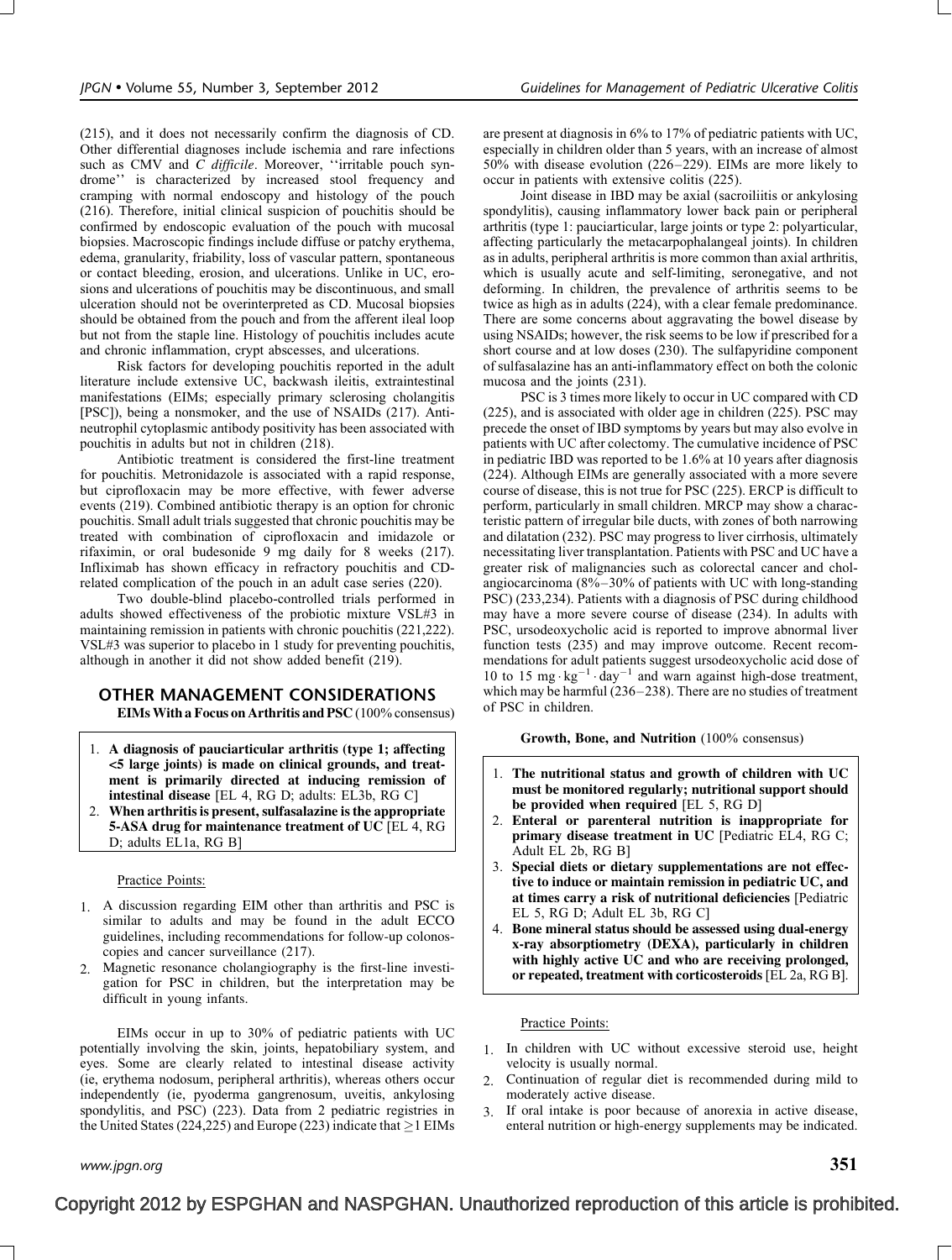(215), and it does not necessarily confirm the diagnosis of CD. Other differential diagnoses include ischemia and rare infections such as CMV and *C difficile*. Moreover, ''irritable pouch syndrome'' is characterized by increased stool frequency and cramping with normal endoscopy and histology of the pouch (216). Therefore, initial clinical suspicion of pouchitis should be confirmed by endoscopic evaluation of the pouch with mucosal biopsies. Macroscopic findings include diffuse or patchy erythema, edema, granularity, friability, loss of vascular pattern, spontaneous or contact bleeding, erosion, and ulcerations. Unlike in UC, erosions and ulcerations of pouchitis may be discontinuous, and small ulceration should not be overinterpreted as CD. Mucosal biopsies should be obtained from the pouch and from the afferent ileal loop but not from the staple line. Histology of pouchitis includes acute and chronic inflammation, crypt abscesses, and ulcerations.

Risk factors for developing pouchitis reported in the adult literature include extensive UC, backwash ileitis, extraintestinal manifestations (EIMs; especially primary sclerosing cholangitis [PSC]), being a nonsmoker, and the use of NSAIDs (217). Antineutrophil cytoplasmic antibody positivity has been associated with pouchitis in adults but not in children (218).

Antibiotic treatment is considered the first-line treatment for pouchitis. Metronidazole is associated with a rapid response, but ciprofloxacin may be more effective, with fewer adverse events (219). Combined antibiotic therapy is an option for chronic pouchitis. Small adult trials suggested that chronic pouchitis may be treated with combination of ciprofloxacin and imidazole or rifaximin, or oral budesonide 9 mg daily for 8 weeks (217). Infliximab has shown efficacy in refractory pouchitis and CD-related complication of the pouch in an adult case series (220).

Two double-blind placebo-controlled trials performed in adults showed effectiveness of the probiotic mixture VSL#3 in maintaining remission in patients with chronic pouchitis (221,222). VSL#3 was superior to placebo in 1 study for preventing pouchitis, although in another it did not show added benefit (219).

## OTHER MANAGEMENT CONSIDERATIONS

**EIMs With a Focus on Arthritis and PSC** (100% consensus)

1. **A diagnosis of pauciarticular arthritis (type 1; affecting <5 large joints) is made on clinical grounds, and treatment is primarily directed at inducing remission of intestinal disease** [EL 4, RG D; adults: EL3b, RG C]
2. **When arthritis is present, sulfasalazine is the appropriate 5-ASA drug for maintenance treatment of UC** [EL 4, RG D; adults EL1a, RG B]

Practice Points:

1. A discussion regarding EIM other than arthritis and PSC is similar to adults and may be found in the adult ECCO guidelines, including recommendations for follow-up colonoscopies and cancer surveillance (217).
2. Magnetic resonance cholangiography is the first-line investigation for PSC in children, but the interpretation may be difficult in young infants.

EIMs occur in up to 30% of pediatric patients with UC potentially involving the skin, joints, hepatobiliary system, and eyes. Some are clearly related to intestinal disease activity (ie, erythema nodosum, peripheral arthritis), whereas others occur independently (ie, pyoderma gangrenosum, uveitis, ankylosing spondylitis, and PSC) (223). Data from 2 pediatric registries in the United States (224,225) and Europe (223) indicate that $\geq$1 EIMs are present at diagnosis in 6% to 17% of pediatric patients with UC, especially in children older than 5 years, with an increase of almost 50% with disease evolution (226–229). EIMs are more likely to occur in patients with extensive colitis (225).

Joint disease in IBD may be axial (sacroiliitis or ankylosing spondylitis), causing inflammatory lower back pain or peripheral arthritis (type 1: pauciarticular, large joints or type 2: polyarticular, affecting particularly the metacarpophalangeal joints). In children as in adults, peripheral arthritis is more common than axial arthritis, which is usually acute and self-limiting, seronegative, and not deforming. In children, the prevalence of arthritis seems to be twice as high as in adults (224), with a clear female predominance. There are some concerns about aggravating the bowel disease by using NSAIDs; however, the risk seems to be low if prescribed for a short course and at low doses (230). The sulfapyridine component of sulfasalazine has an anti-inflammatory effect on both the colonic mucosa and the joints (231).

PSC is 3 times more likely to occur in UC compared with CD (225), and is associated with older age in children (225). PSC may precede the onset of IBD symptoms by years but may also evolve in patients with UC after colectomy. The cumulative incidence of PSC in pediatric IBD was reported to be 1.6% at 10 years after diagnosis (224). Although EIMs are generally associated with a more severe course of disease, this is not true for PSC (225). ERCP is difficult to perform, particularly in small children. MRCP may show a characteristic pattern of irregular bile ducts, with zones of both narrowing and dilatation (232). PSC may progress to liver cirrhosis, ultimately necessitating liver transplantation. Patients with PSC and UC have a greater risk of malignancies such as colorectal cancer and cholangiocarcinoma (8%–30% of patients with UC with long-standing PSC) (233,234). Patients with a diagnosis of PSC during childhood may have a more severe course of disease (234). In adults with PSC, ursodeoxycholic acid is reported to improve abnormal liver function tests (235) and may improve outcome. Recent recommendations for adult patients suggest ursodeoxycholic acid dose of 10 to 15 $mg \cdot kg^{-1} \cdot day^{-1}$ and warn against high-dose treatment, which may be harmful (236–238). There are no studies of treatment of PSC in children.

**Growth, Bone, and Nutrition** (100% consensus)

1. **The nutritional status and growth of children with UC must be monitored regularly; nutritional support should be provided when required** [EL 5, RG D]
2. **Enteral or parenteral nutrition is inappropriate for primary disease treatment in UC** [Pediatric EL4, RG C; Adult EL 2b, RG B]
3. **Special diets or dietary supplementations are not effective to induce or maintain remission in pediatric UC, and at times carry a risk of nutritional deficiencies** [Pediatric EL 5, RG D; Adult EL 3b, RG C]
4. **Bone mineral status should be assessed using dual-energy x-ray absorptiometry (DEXA), particularly in children with highly active UC and who are receiving prolonged, or repeated, treatment with corticosteroids** [EL 2a, RG B].

Practice Points:

1. In children with UC without excessive steroid use, height velocity is usually normal.
2. Continuation of regular diet is recommended during mild to moderately active disease.
3. If oral intake is poor because of anorexia in active disease, enteral nutrition or high-energy supplements may be indicated.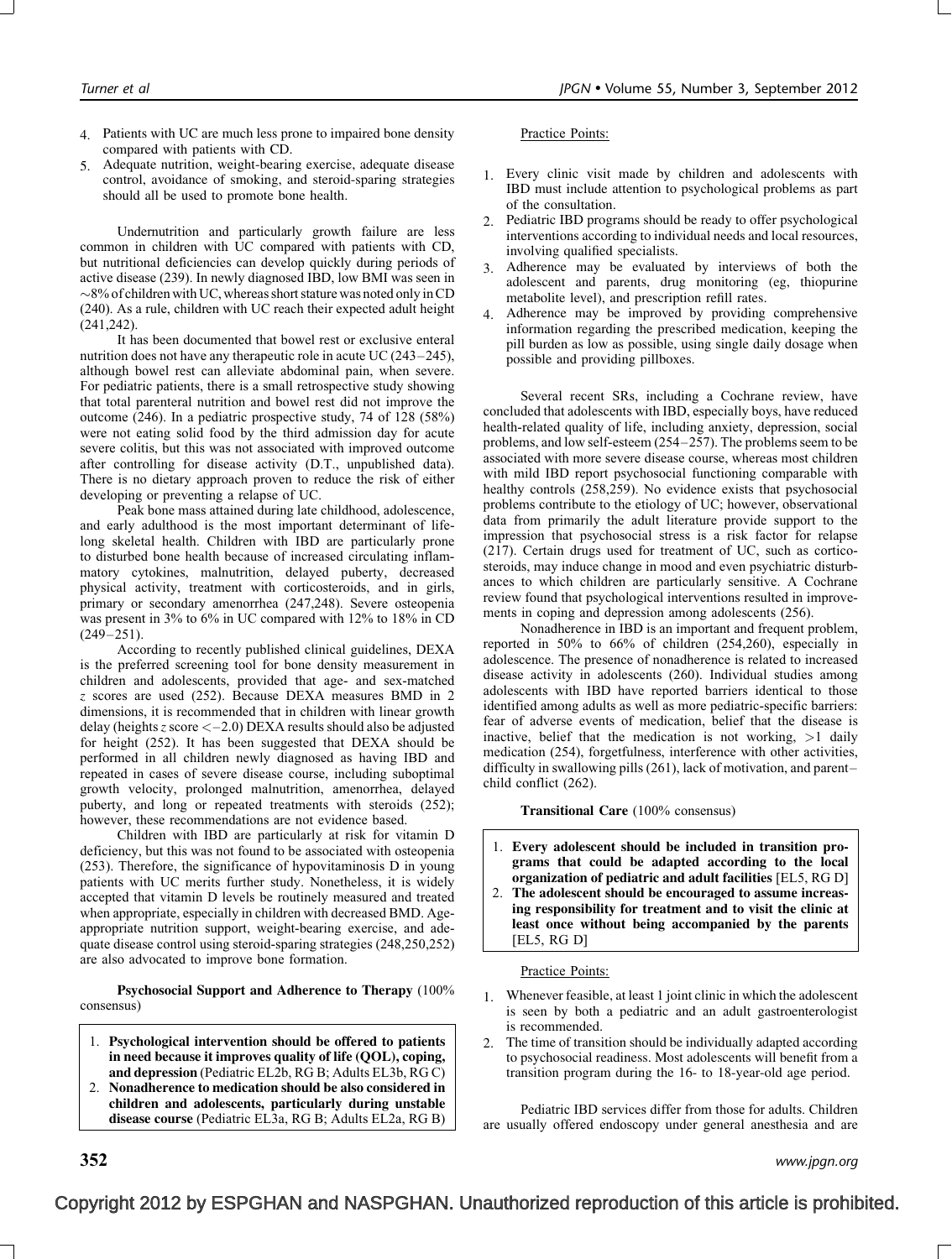4. Patients with UC are much less prone to impaired bone density compared with patients with CD.
5. Adequate nutrition, weight-bearing exercise, adequate disease control, avoidance of smoking, and steroid-sparing strategies should all be used to promote bone health.

Undernutrition and particularly growth failure are less common in children with UC compared with patients with CD, but nutritional deficiencies can develop quickly during periods of active disease (239). In newly diagnosed IBD, low BMI was seen in ~8% of children with UC, whereas short stature was noted only in CD (240). As a rule, children with UC reach their expected adult height (241,242).

It has been documented that bowel rest or exclusive enteral nutrition does not have any therapeutic role in acute UC (243–245), although bowel rest can alleviate abdominal pain, when severe. For pediatric patients, there is a small retrospective study showing that total parenteral nutrition and bowel rest did not improve the outcome (246). In a pediatric prospective study, 74 of 128 (58%) were not eating solid food by the third admission day for acute severe colitis, but this was not associated with improved outcome after controlling for disease activity (D.T., unpublished data). There is no dietary approach proven to reduce the risk of either developing or preventing a relapse of UC.

Peak bone mass attained during late childhood, adolescence, and early adulthood is the most important determinant of lifelong skeletal health. Children with IBD are particularly prone to disturbed bone health because of increased circulating inflammatory cytokines, malnutrition, delayed puberty, decreased physical activity, treatment with corticosteroids, and in girls, primary or secondary amenorrhea (247,248). Severe osteopenia was present in 3% to 6% in UC compared with 12% to 18% in CD (249–251).

According to recently published clinical guidelines, DEXA is the preferred screening tool for bone density measurement in children and adolescents, provided that age- and sex-matched *z* scores are used (252). Because DEXA measures BMD in 2 dimensions, it is recommended that in children with linear growth delay (heights *z* score $<-2.0$) DEXA results should also be adjusted for height (252). It has been suggested that DEXA should be performed in all children newly diagnosed as having IBD and repeated in cases of severe disease course, including suboptimal growth velocity, prolonged malnutrition, amenorrhea, delayed puberty, and long or repeated treatments with steroids (252); however, these recommendations are not evidence based.

Children with IBD are particularly at risk for vitamin D deficiency, but this was not found to be associated with osteopenia (253). Therefore, the significance of hypovitaminosis D in young patients with UC merits further study. Nonetheless, it is widely accepted that vitamin D levels be routinely measured and treated when appropriate, especially in children with decreased BMD. Age-appropriate nutrition support, weight-bearing exercise, and adequate disease control using steroid-sparing strategies (248,250,252) are also advocated to improve bone formation.

**Psychosocial Support and Adherence to Therapy** (100% consensus)

1. **Psychological intervention should be offered to patients in need because it improves quality of life (QOL), coping, and depression** (Pediatric EL2b, RG B; Adults EL3b, RG C)
2. **Nonadherence to medication should be also considered in children and adolescents, particularly during unstable disease course** (Pediatric EL3a, RG B; Adults EL2a, RG B)

Practice Points:

1. Every clinic visit made by children and adolescents with IBD must include attention to psychological problems as part of the consultation.
2. Pediatric IBD programs should be ready to offer psychological interventions according to individual needs and local resources, involving qualified specialists.
3. Adherence may be evaluated by interviews of both the adolescent and parents, drug monitoring (eg, thiopurine metabolite level), and prescription refill rates.
4. Adherence may be improved by providing comprehensive information regarding the prescribed medication, keeping the pill burden as low as possible, using single daily dosage when possible and providing pillboxes.

Several recent SRs, including a Cochrane review, have concluded that adolescents with IBD, especially boys, have reduced health-related quality of life, including anxiety, depression, social problems, and low self-esteem (254–257). The problems seem to be associated with more severe disease course, whereas most children with mild IBD report psychosocial functioning comparable with healthy controls (258,259). No evidence exists that psychosocial problems contribute to the etiology of UC; however, observational data from primarily the adult literature provide support to the impression that psychosocial stress is a risk factor for relapse (217). Certain drugs used for treatment of UC, such as corticosteroids, may induce change in mood and even psychiatric disturbances to which children are particularly sensitive. A Cochrane review found that psychological interventions resulted in improvements in coping and depression among adolescents (256).

Nonadherence in IBD is an important and frequent problem, reported in 50% to 66% of children (254,260), especially in adolescence. The presence of nonadherence is related to increased disease activity in adolescents (260). Individual studies among adolescents with IBD have reported barriers identical to those identified among adults as well as more pediatric-specific barriers: fear of adverse events of medication, belief that the disease is inactive, belief that the medication is not working, >1 daily medication (254), forgetfulness, interference with other activities, difficulty in swallowing pills (261), lack of motivation, and parent–child conflict (262).

**Transitional Care** (100% consensus)

1. **Every adolescent should be included in transition programs that could be adapted according to the local organization of pediatric and adult facilities** [EL5, RG D]
2. **The adolescent should be encouraged to assume increasing responsibility for treatment and to visit the clinic at least once without being accompanied by the parents** [EL5, RG D]

Practice Points:

1. Whenever feasible, at least 1 joint clinic in which the adolescent is seen by both a pediatric and an adult gastroenterologist is recommended.
2. The time of transition should be individually adapted according to psychosocial readiness. Most adolescents will benefit from a transition program during the 16- to 18-year-old age period.

Pediatric IBD services differ from those for adults. Children are usually offered endoscopy under general anesthesia and are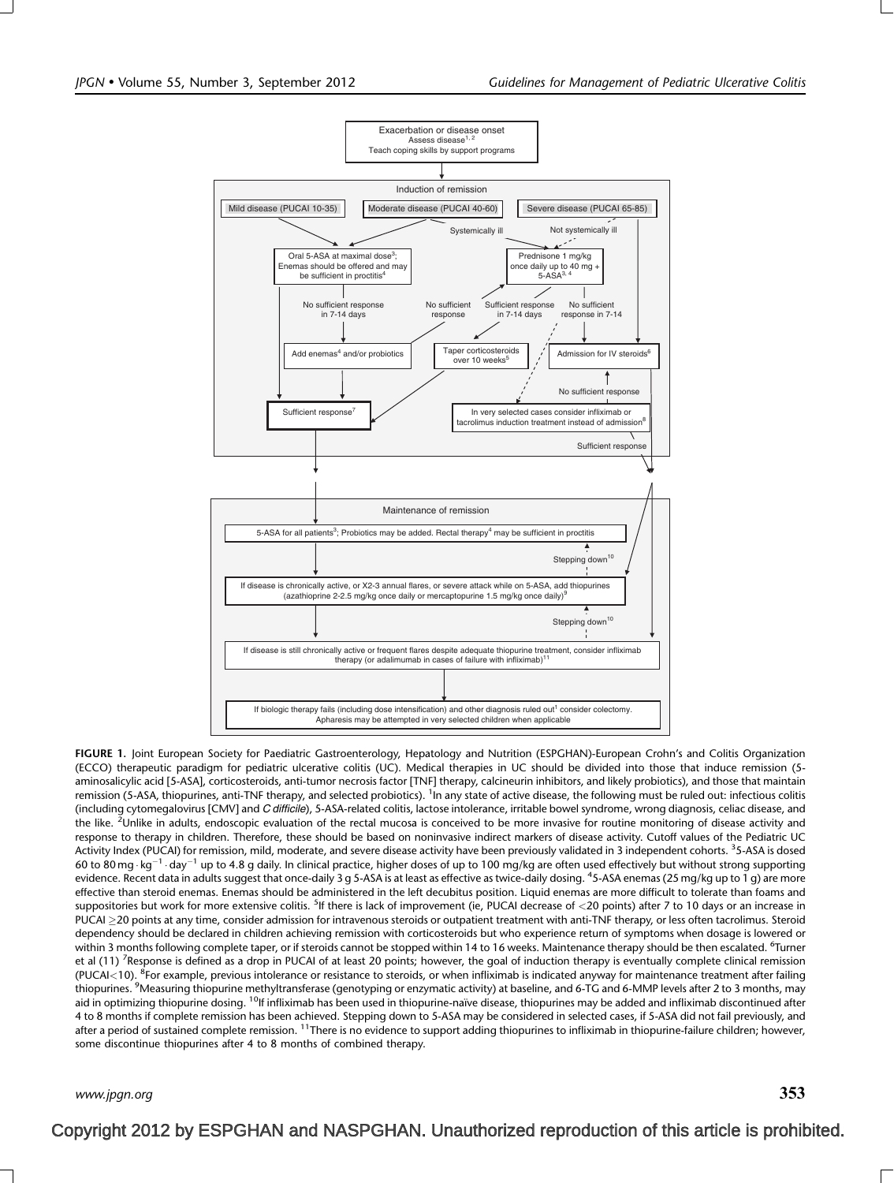**Exacerbation or disease onset**
Assess disease[1, 2]
Teach coping skills by support programs

**Induction of remission**

- Mild disease (PUCAI 10-35)
- Moderate disease (PUCAI 40-60)
- Severe disease (PUCAI 65-85)

Systemically ill / Not systemically ill

- Oral 5-ASA at maximal dose[3]; Enemas should be offered and may be sufficient in proctitis[4]
- Prednisone 1 mg/kg once daily up to 40 mg + 5-ASA[3, 4]

No sufficient response in 7-14 days → Add enemas[4] and/or probiotics

No sufficient response

Sufficient response in 7-14 days → Taper corticosteroids over 10 weeks[5]

No sufficient response in 7-14 → Admission for IV steroids[6]

Sufficient response[7]

No sufficient response → In very selected cases consider infliximab or tacrolimus induction treatment instead of admission[8]

Sufficient response

**Maintenance of remission**

- 5-ASA for all patients[3]; Probiotics may be added. Rectal therapy[4] may be sufficient in proctitis
- Stepping down[10]
- If disease is chronically active, or X2-3 annual flares, or severe attack while on 5-ASA, add thiopurines (azathioprine 2-2.5 mg/kg once daily or mercaptopurine 1.5 mg/kg once daily)[9]
- Stepping down[10]
- If disease is still chronically active or frequent flares despite adequate thiopurine treatment, consider infliximab therapy (or adalimumab in cases of failure with infliximab)[11]
- If biologic therapy fails (including dose intensification) and other diagnosis ruled out[1] consider colectomy. Apharesis may be attempted in very selected children when applicable

**FIGURE 1.** Joint European Society for Paediatric Gastroenterology, Hepatology and Nutrition (ESPGHAN)-European Crohn's and Colitis Organization (ECCO) therapeutic paradigm for pediatric ulcerative colitis (UC). Medical therapies in UC should be divided into those that induce remission (5-aminosalicylic acid [5-ASA], corticosteroids, anti-tumor necrosis factor [TNF] therapy, calcineurin inhibitors, and likely probiotics), and those that maintain remission (5-ASA, thiopurines, anti-TNF therapy, and selected probiotics). [1]In any state of active disease, the following must be ruled out: infectious colitis (including cytomegalovirus [CMV] and *C difficile*), 5-ASA-related colitis, lactose intolerance, irritable bowel syndrome, wrong diagnosis, celiac disease, and the like. [2]Unlike in adults, endoscopic evaluation of the rectal mucosa is conceived to be more invasive for routine monitoring of disease activity and response to therapy in children. Therefore, these should be based on noninvasive indirect markers of disease activity. Cutoff values of the Pediatric UC Activity Index (PUCAI) for remission, mild, moderate, and severe disease activity have been previously validated in 3 independent cohorts. [3]5-ASA is dosed 60 to 80 mg $\cdot$ kg$^{-1}$ $\cdot$ day$^{-1}$ up to 4.8 g daily. In clinical practice, higher doses of up to 100 mg/kg are often used effectively but without strong supporting evidence. Recent data in adults suggest that once-daily 3 g 5-ASA is at least as effective as twice-daily dosing. [4]5-ASA enemas (25 mg/kg up to 1 g) are more effective than steroid enemas. Enemas should be administered in the left decubitus position. Liquid enemas are more difficult to tolerate than foams and suppositories but work for more extensive colitis. [5]If there is lack of improvement (ie, PUCAI decrease of <20 points) after 7 to 10 days or an increase in PUCAI ≥20 points at any time, consider admission for intravenous steroids or outpatient treatment with anti-TNF therapy, or less often tacrolimus. Steroid dependency should be declared in children achieving remission with corticosteroids but who experience return of symptoms when dosage is lowered or within 3 months following complete taper, or if steroids cannot be stopped within 14 to 16 weeks. Maintenance therapy should be then escalated. [6]Turner et al (11) [7]Response is defined as a drop in PUCAI of at least 20 points; however, the goal of induction therapy is eventually complete clinical remission (PUCAI<10). [8]For example, previous intolerance or resistance to steroids, or when infliximab is indicated anyway for maintenance treatment after failing thiopurines. [9]Measuring thiopurine methyltransferase (genotyping or enzymatic activity) at baseline, and 6-TG and 6-MMP levels after 2 to 3 months, may aid in optimizing thiopurine dosing. [10]If infliximab has been used in thiopurine-naïve disease, thiopurines may be added and infliximab discontinued after 4 to 8 months if complete remission has been achieved. Stepping down to 5-ASA may be considered in selected cases, if 5-ASA did not fail previously, and after a period of sustained complete remission. [11]There is no evidence to support adding thiopurines to infliximab in thiopurine-failure children; however, some discontinue thiopurines after 4 to 8 months of combined therapy.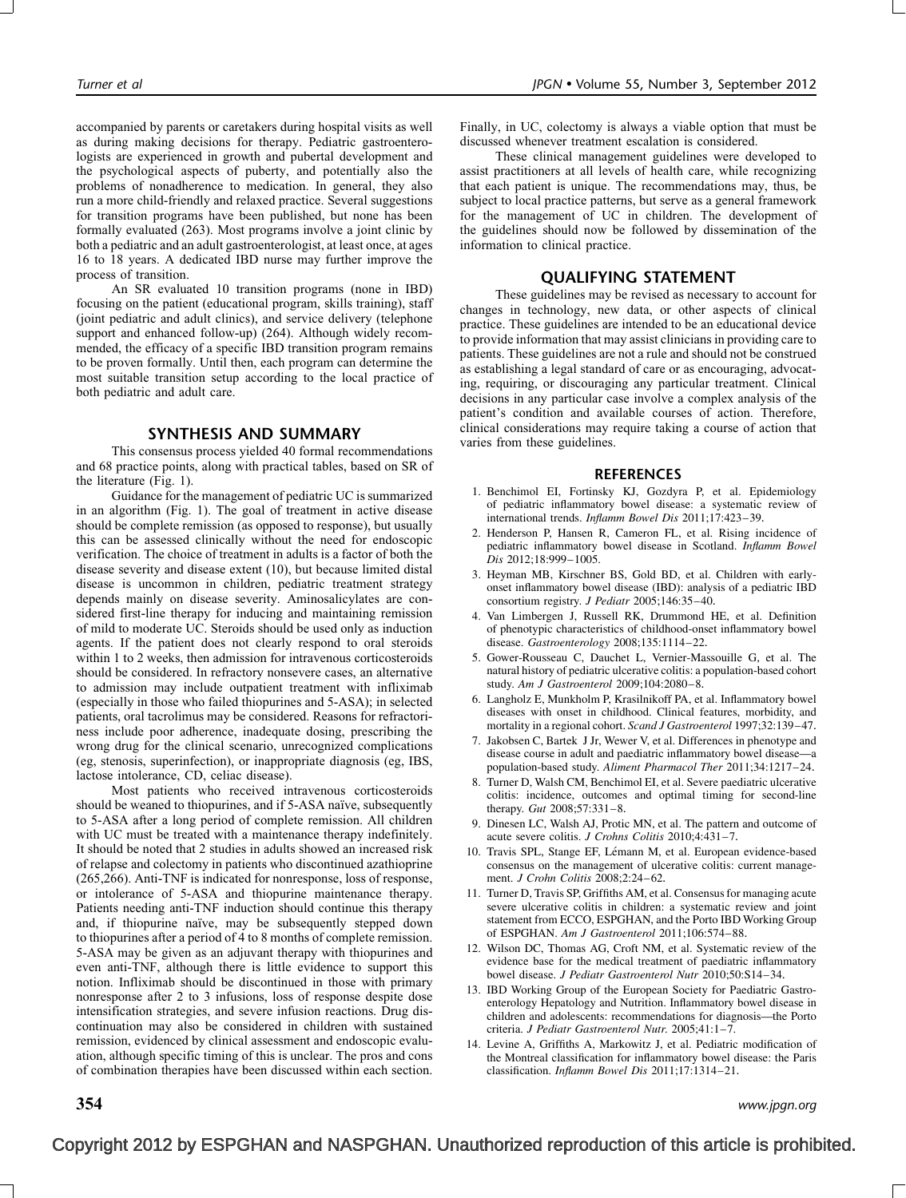accompanied by parents or caretakers during hospital visits as well as during making decisions for therapy. Pediatric gastroenterologists are experienced in growth and pubertal development and the psychological aspects of puberty, and potentially also the problems of nonadherence to medication. In general, they also run a more child-friendly and relaxed practice. Several suggestions for transition programs have been published, but none has been formally evaluated (263). Most programs involve a joint clinic by both a pediatric and an adult gastroenterologist, at least once, at ages 16 to 18 years. A dedicated IBD nurse may further improve the process of transition.

An SR evaluated 10 transition programs (none in IBD) focusing on the patient (educational program, skills training), staff (joint pediatric and adult clinics), and service delivery (telephone support and enhanced follow-up) (264). Although widely recommended, the efficacy of a specific IBD transition program remains to be proven formally. Until then, each program can determine the most suitable transition setup according to the local practice of both pediatric and adult care.

## SYNTHESIS AND SUMMARY

This consensus process yielded 40 formal recommendations and 68 practice points, along with practical tables, based on SR of the literature (Fig. 1).

Guidance for the management of pediatric UC is summarized in an algorithm (Fig. 1). The goal of treatment in active disease should be complete remission (as opposed to response), but usually this can be assessed clinically without the need for endoscopic verification. The choice of treatment in adults is a factor of both the disease severity and disease extent (10), but because limited distal disease is uncommon in children, pediatric treatment strategy depends mainly on disease severity. Aminosalicylates are considered first-line therapy for inducing and maintaining remission of mild to moderate UC. Steroids should be used only as induction agents. If the patient does not clearly respond to oral steroids within 1 to 2 weeks, then admission for intravenous corticosteroids should be considered. In refractory nonsevere cases, an alternative to admission may include outpatient treatment with infliximab (especially in those who failed thiopurines and 5-ASA); in selected patients, oral tacrolimus may be considered. Reasons for refractoriness include poor adherence, inadequate dosing, prescribing the wrong drug for the clinical scenario, unrecognized complications (eg, stenosis, superinfection), or inappropriate diagnosis (eg, IBS, lactose intolerance, CD, celiac disease).

Most patients who received intravenous corticosteroids should be weaned to thiopurines, and if 5-ASA naïve, subsequently to 5-ASA after a long period of complete remission. All children with UC must be treated with a maintenance therapy indefinitely. It should be noted that 2 studies in adults showed an increased risk of relapse and colectomy in patients who discontinued azathioprine (265,266). Anti-TNF is indicated for nonresponse, loss of response, or intolerance of 5-ASA and thiopurine maintenance therapy. Patients needing anti-TNF induction should continue this therapy and, if thiopurine naïve, may be subsequently stepped down to thiopurines after a period of 4 to 8 months of complete remission. 5-ASA may be given as an adjuvant therapy with thiopurines and even anti-TNF, although there is little evidence to support this notion. Infliximab should be discontinued in those with primary nonresponse after 2 to 3 infusions, loss of response despite dose intensification strategies, and severe infusion reactions. Drug discontinuation may also be considered in children with sustained remission, evidenced by clinical assessment and endoscopic evaluation, although specific timing of this is unclear. The pros and cons of combination therapies have been discussed within each section. Finally, in UC, colectomy is always a viable option that must be discussed whenever treatment escalation is considered.

These clinical management guidelines were developed to assist practitioners at all levels of health care, while recognizing that each patient is unique. The recommendations may, thus, be subject to local practice patterns, but serve as a general framework for the management of UC in children. The development of the guidelines should now be followed by dissemination of the information to clinical practice.

## QUALIFYING STATEMENT

These guidelines may be revised as necessary to account for changes in technology, new data, or other aspects of clinical practice. These guidelines are intended to be an educational device to provide information that may assist clinicians in providing care to patients. These guidelines are not a rule and should not be construed as establishing a legal standard of care or as encouraging, advocating, requiring, or discouraging any particular treatment. Clinical decisions in any particular case involve a complex analysis of the patient's condition and available courses of action. Therefore, clinical considerations may require taking a course of action that varies from these guidelines.

## REFERENCES

1. Benchimol EI, Fortinsky KJ, Gozdyra P, et al. Epidemiology of pediatric inflammatory bowel disease: a systematic review of international trends. *Inflamm Bowel Dis* 2011;17:423–39.
2. Henderson P, Hansen R, Cameron FL, et al. Rising incidence of pediatric inflammatory bowel disease in Scotland. *Inflamm Bowel Dis* 2012;18:999–1005.
3. Heyman MB, Kirschner BS, Gold BD, et al. Children with early-onset inflammatory bowel disease (IBD): analysis of a pediatric IBD consortium registry. *J Pediatr* 2005;146:35–40.
4. Van Limbergen J, Russell RK, Drummond HE, et al. Definition of phenotypic characteristics of childhood-onset inflammatory bowel disease. *Gastroenterology* 2008;135:1114–22.
5. Gower-Rousseau C, Dauchet L, Vernier-Massouille G, et al. The natural history of pediatric ulcerative colitis: a population-based cohort study. *Am J Gastroenterol* 2009;104:2080–8.
6. Langholz E, Munkholm P, Krasilnikoff PA, et al. Inflammatory bowel diseases with onset in childhood. Clinical features, morbidity, and mortality in a regional cohort. *Scand J Gastroenterol* 1997;32:139–47.
7. Jakobsen C, Bartek J Jr, Wewer V, et al. Differences in phenotype and disease course in adult and paediatric inflammatory bowel disease—a population-based study. *Aliment Pharmacol Ther* 2011;34:1217–24.
8. Turner D, Walsh CM, Benchimol EI, et al. Severe paediatric ulcerative colitis: incidence, outcomes and optimal timing for second-line therapy. *Gut* 2008;57:331–8.
9. Dinesen LC, Walsh AJ, Protic MN, et al. The pattern and outcome of acute severe colitis. *J Crohns Colitis* 2010;4:431–7.
10. Travis SPL, Stange EF, Lémann M, et al. European evidence-based consensus on the management of ulcerative colitis: current management. *J Crohn Colitis* 2008;2:24–62.
11. Turner D, Travis SP, Griffiths AM, et al. Consensus for managing acute severe ulcerative colitis in children: a systematic review and joint statement from ECCO, ESPGHAN, and the Porto IBD Working Group of ESPGHAN. *Am J Gastroenterol* 2011;106:574–88.
12. Wilson DC, Thomas AG, Croft NM, et al. Systematic review of the evidence base for the medical treatment of paediatric inflammatory bowel disease. *J Pediatr Gastroenterol Nutr* 2010;50:S14–34.
13. IBD Working Group of the European Society for Paediatric Gastroenterology Hepatology and Nutrition. Inflammatory bowel disease in children and adolescents: recommendations for diagnosis—the Porto criteria. *J Pediatr Gastroenterol Nutr.* 2005;41:1–7.
14. Levine A, Griffiths A, Markowitz J, et al. Pediatric modification of the Montreal classification for inflammatory bowel disease: the Paris classification. *Inflamm Bowel Dis* 2011;17:1314–21.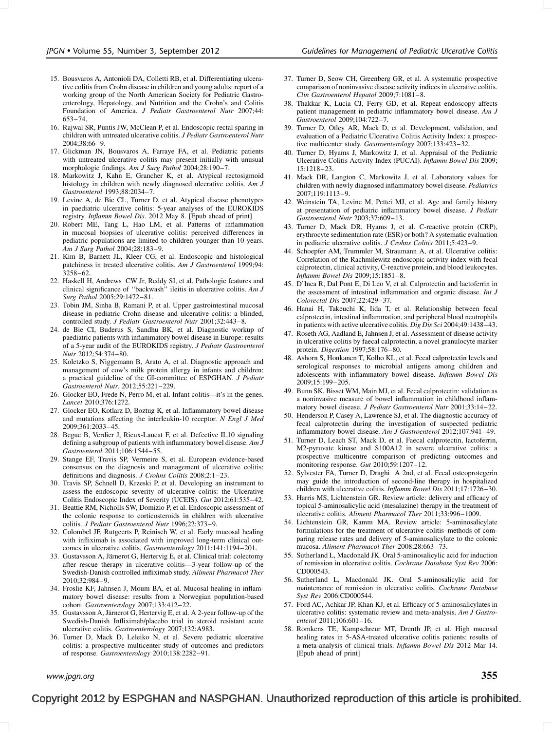15. Bousvaros A, Antonioli DA, Colletti RB, et al. Differentiating ulcerative colitis from Crohn disease in children and young adults: report of a working group of the North American Society for Pediatric Gastroenterology, Hepatology, and Nutrition and the Crohn's and Colitis Foundation of America. *J Pediatr Gastroenterol Nutr* 2007;44: 653–74.
16. Rajwal SR, Puntis JW, McClean P, et al. Endoscopic rectal sparing in children with untreated ulcerative colitis. *J Pediatr Gastroenterol Nutr* 2004;38:66–9.
17. Glickman JN, Bousvaros A, Farraye FA, et al. Pediatric patients with untreated ulcerative colitis may present initially with unusual morphologic findings. *Am J Surg Pathol* 2004;28:190–7.
18. Markowitz J, Kahn E, Grancher K, et al. Atypical rectosigmoid histology in children with newly diagnosed ulcerative colitis. *Am J Gastroenterol* 1993;88:2034–7.
19. Levine A, de Bie CL, Turner D, et al. Atypical disease phenotypes in paediatric ulcerative colitis: 5-year analyses of the EUROKIDS registry. *Inflamm Bowel Dis*. 2012 May 8. [Epub ahead of print]
20. Robert ME, Tang L, Hao LM, et al. Patterns of inflammation in mucosal biopsies of ulcerative colitis: perceived differences in pediatric populations are limited to children younger than 10 years. *Am J Surg Pathol* 2004;28:183–9.
21. Kim B, Barnett JL, Kleer CG, et al. Endoscopic and histological patchiness in treated ulcerative colitis. *Am J Gastroenterol* 1999;94: 3258–62.
22. Haskell H, Andrews CW Jr, Reddy SI, et al. Pathologic features and clinical significance of ''backwash'' ileitis in ulcerative colitis. *Am J Surg Pathol* 2005;29:1472–81.
23. Tobin JM, Sinha B, Ramani P, et al. Upper gastrointestinal mucosal disease in pediatric Crohn disease and ulcerative colitis: a blinded, controlled study. *J Pediatr Gastroenterol Nutr* 2001;32:443–8.
24. de Bie CI, Buderus S, Sandhu BK, et al. Diagnostic workup of paediatric patients with inflammatory bowel disease in Europe: results of a 5-year audit of the EUROKIDS registry. *J Pediatr Gastroenterol Nutr* 2012;54:374–80.
25. Koletzko S, Niggemann B, Arato A, et al. Diagnostic approach and management of cow's milk protein allergy in infants and children: a practical guideline of the GI-committee of ESPGHAN. *J Pediatr Gastroenterol Nutr.* 2012;55:221–229.
26. Glocker EO, Frede N, Perro M, et al. Infant colitis—it's in the genes. *Lancet* 2010;376:1272.
27. Glocker EO, Kotlarz D, Boztug K, et al. Inflammatory bowel disease and mutations affecting the interleukin-10 receptor. *N Engl J Med* 2009;361:2033–45.
28. Begue B, Verdier J, Rieux-Laucat F, et al. Defective IL10 signaling defining a subgroup of patients with inflammatory bowel disease. *Am J Gastroenterol* 2011;106:1544–55.
29. Stange EF, Travis SP, Vermeire S, et al. European evidence-based consensus on the diagnosis and management of ulcerative colitis: definitions and diagnosis. *J Crohns Colitis* 2008;2:1–23.
30. Travis SP, Schnell D, Krzeski P, et al. Developing an instrument to assess the endoscopic severity of ulcerative colitis: the Ulcerative Colitis Endoscopic Index of Severity (UCEIS). *Gut* 2012;61:535–42.
31. Beattie RM, Nicholls SW, Domizio P, et al. Endoscopic assessment of the colonic response to corticosteroids in children with ulcerative colitis. *J Pediatr Gastroenterol Nutr* 1996;22:373–9.
32. Colombel JF, Rutgeerts P, Reinisch W, et al. Early mucosal healing with infliximab is associated with improved long-term clinical outcomes in ulcerative colitis. *Gastroenterology* 2011;141:1194–201.
33. Gustavsson A, Järnerot G, Hertervig E, et al. Clinical trial: colectomy after rescue therapy in ulcerative colitis—3-year follow-up of the Swedish-Danish controlled infliximab study. *Aliment Pharmacol Ther* 2010;32:984–9.
34. Froslie KF, Jahnsen J, Moum BA, et al. Mucosal healing in inflammatory bowel disease: results from a Norwegian population-based cohort. *Gastroenterology* 2007;133:412–22.
35. Gustavsson A, Järnerot G, Hertervig E, et al. A 2-year follow-up of the Swedish-Danish Infliximab/placebo trial in steroid resistant acute ulcerative colitis. *Gastroenterology* 2007;132:A983.
36. Turner D, Mack D, Leleiko N, et al. Severe pediatric ulcerative colitis: a prospective multicenter study of outcomes and predictors of response. *Gastroenterology* 2010;138:2282–91.
37. Turner D, Seow CH, Greenberg GR, et al. A systematic prospective comparison of noninvasive disease activity indices in ulcerative colitis. *Clin Gastroenterol Hepatol* 2009;7:1081–8.
38. Thakkar K, Lucia CJ, Ferry GD, et al. Repeat endoscopy affects patient management in pediatric inflammatory bowel disease. *Am J Gastroenterol* 2009;104:722–7.
39. Turner D, Otley AR, Mack D, et al. Development, validation, and evaluation of a Pediatric Ulcerative Colitis Activity Index: a prospective multicenter study. *Gastroenterology* 2007;133:423–32.
40. Turner D, Hyams J, Markowitz J, et al. Appraisal of the Pediatric Ulcerative Colitis Activity Index (PUCAI). *Inflamm Bowel Dis* 2009; 15:1218–23.
41. Mack DR, Langton C, Markowitz J, et al. Laboratory values for children with newly diagnosed inflammatory bowel disease. *Pediatrics* 2007;119:1113–9.
42. Weinstein TA, Levine M, Pettei MJ, et al. Age and family history at presentation of pediatric inflammatory bowel disease. *J Pediatr Gastroenterol Nutr* 2003;37:609–13.
43. Turner D, Mack DR, Hyams J, et al. C-reactive protein (CRP), erythrocyte sedimentation rate (ESR) or both? A systematic evaluation in pediatric ulcerative colitis. *J Crohns Colitis* 2011;5:423–9.
44. Schoepfer AM, Trummler M, Straumann A, et al. Ulcerative colitis: Correlation of the Rachmilewitz endoscopic activity index with fecal calprotectin, clinical activity, C-reactive protein, and blood leukocytes. *Inflamm Bowel Dis* 2009;15:1851–8.
45. D'Inca R, Dal Pont E, Di Leo V, et al. Calprotectin and lactoferrin in the assessment of intestinal inflammation and organic disease. *Int J Colorectal Dis* 2007;22:429–37.
46. Hanai H, Takeuchi K, Iida T, et al. Relationship between fecal calprotectin, intestinal inflammation, and peripheral blood neutrophils in patients with active ulcerative colitis. *Dig Dis Sci* 2004;49:1438–43.
47. Roseth AG, Aadland E, Jahnsen J, et al. Assessment of disease activity in ulcerative colitis by faecal calprotectin, a novel granulocyte marker protein. *Digestion* 1997;58:176–80.
48. Ashorn S, Honkanen T, Kolho KL, et al. Fecal calprotectin levels and serological responses to microbial antigens among children and adolescents with inflammatory bowel disease. *Inflamm Bowel Dis* 2009;15:199–205.
49. Bunn SK, Bisset WM, Main MJ, et al. Fecal calprotectin: validation as a noninvasive measure of bowel inflammation in childhood inflammatory bowel disease. *J Pediatr Gastroenterol Nutr* 2001;33:14–22.
50. Henderson P, Casey A, Lawrence SJ, et al. The diagnostic accuracy of fecal calprotectin during the investigation of suspected pediatric inflammatory bowel disease. *Am J Gastroenterol* 2012;107:941–49.
51. Turner D, Leach ST, Mack D, et al. Faecal calprotectin, lactoferrin, M2-pyruvate kinase and S100A12 in severe ulcerative colitis: a prospective multicentre comparison of predicting outcomes and monitoring response. *Gut* 2010;59:1207–12.
52. Sylvester FA, Turner D, Draghi A 2nd, et al. Fecal osteoprotegerin may guide the introduction of second-line therapy in hospitalized children with ulcerative colitis. *Inflamm Bowel Dis* 2011;17:1726–30.
53. Harris MS, Lichtenstein GR. Review article: delivery and efficacy of topical 5-aminosalicylic acid (mesalazine) therapy in the treatment of ulcerative colitis. *Aliment Pharmacol Ther* 2011;33:996–1009.
54. Lichtenstein GR, Kamm MA. Review article: 5-aminosalicylate formulations for the treatment of ulcerative colitis–methods of comparing release rates and delivery of 5-aminosalicylate to the colonic mucosa. *Aliment Pharmacol Ther* 2008;28:663–73.
55. Sutherland L, Macdonald JK. Oral 5-aminosalicylic acid for induction of remission in ulcerative colitis. *Cochrane Database Syst Rev* 2006: CD000543.
56. Sutherland L, Macdonald JK. Oral 5-aminosalicylic acid for maintenance of remission in ulcerative colitis. *Cochrane Database Syst Rev* 2006:CD000544.
57. Ford AC, Achkar JP, Khan KJ, et al. Efficacy of 5-aminosalicylates in ulcerative colitis: systematic review and meta-analysis. *Am J Gastroenterol* 2011;106:601–16.
58. Romkens TE, Kampschreur MT, Drenth JP, et al. High mucosal healing rates in 5-ASA-treated ulcerative colitis patients: results of a meta-analysis of clinical trials. *Inflamm Bowel Dis* 2012 Mar 14. [Epub ahead of print]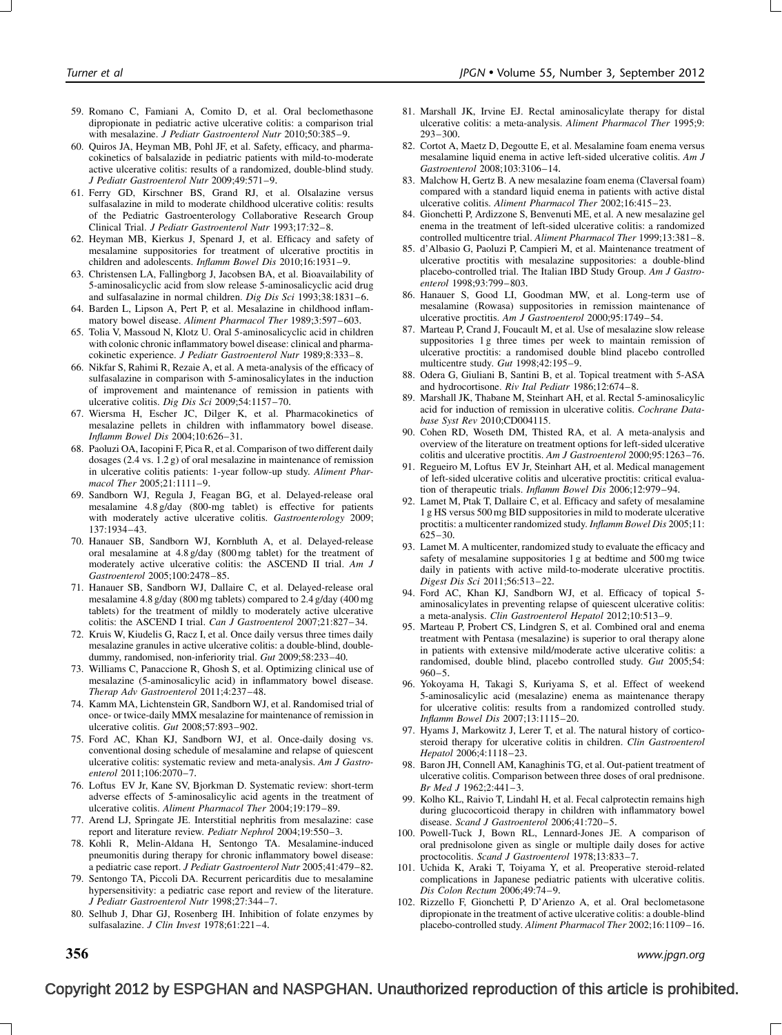59. Romano C, Famiani A, Comito D, et al. Oral beclomethasone dipropionate in pediatric active ulcerative colitis: a comparison trial with mesalazine. *J Pediatr Gastroenterol Nutr* 2010;50:385–9.
60. Quiros JA, Heyman MB, Pohl JF, et al. Safety, efficacy, and pharmacokinetics of balsalazide in pediatric patients with mild-to-moderate active ulcerative colitis: results of a randomized, double-blind study. *J Pediatr Gastroenterol Nutr* 2009;49:571–9.
61. Ferry GD, Kirschner BS, Grand RJ, et al. Olsalazine versus sulfasalazine in mild to moderate childhood ulcerative colitis: results of the Pediatric Gastroenterology Collaborative Research Group Clinical Trial. *J Pediatr Gastroenterol Nutr* 1993;17:32–8.
62. Heyman MB, Kierkus J, Spenard J, et al. Efficacy and safety of mesalamine suppositories for treatment of ulcerative proctitis in children and adolescents. *Inflamm Bowel Dis* 2010;16:1931–9.
63. Christensen LA, Fallingborg J, Jacobsen BA, et al. Bioavailability of 5-aminosalicylic acid from slow release 5-aminosalicylic acid drug and sulfasalazine in normal children. *Dig Dis Sci* 1993;38:1831–6.
64. Barden L, Lipson A, Pert P, et al. Mesalazine in childhood inflammatory bowel disease. *Aliment Pharmacol Ther* 1989;3:597–603.
65. Tolia V, Massoud N, Klotz U. Oral 5-aminosalicyclic acid in children with colonic chronic inflammatory bowel disease: clinical and pharmacokinetic experience. *J Pediatr Gastroenterol Nutr* 1989;8:333–8.
66. Nikfar S, Rahimi R, Rezaie A, et al. A meta-analysis of the efficacy of sulfasalazine in comparison with 5-aminosalicylates in the induction of improvement and maintenance of remission in patients with ulcerative colitis. *Dig Dis Sci* 2009;54:1157–70.
67. Wiersma H, Escher JC, Dilger K, et al. Pharmacokinetics of mesalazine pellets in children with inflammatory bowel disease. *Inflamm Bowel Dis* 2004;10:626–31.
68. Paoluzi OA, Iacopini F, Pica R, et al. Comparison of two different daily dosages (2.4 vs. 1.2 g) of oral mesalazine in maintenance of remission in ulcerative colitis patients: 1-year follow-up study. *Aliment Pharmacol Ther* 2005;21:1111–9.
69. Sandborn WJ, Regula J, Feagan BG, et al. Delayed-release oral mesalamine 4.8 g/day (800-mg tablet) is effective for patients with moderately active ulcerative colitis. *Gastroenterology* 2009; 137:1934–43.
70. Hanauer SB, Sandborn WJ, Kornbluth A, et al. Delayed-release oral mesalamine at 4.8 g/day (800 mg tablet) for the treatment of moderately active ulcerative colitis: the ASCEND II trial. *Am J Gastroenterol* 2005;100:2478–85.
71. Hanauer SB, Sandborn WJ, Dallaire C, et al. Delayed-release oral mesalamine 4.8 g/day (800 mg tablets) compared to 2.4 g/day (400 mg tablets) for the treatment of mildly to moderately active ulcerative colitis: the ASCEND I trial. *Can J Gastroenterol* 2007;21:827–34.
72. Kruis W, Kiudelis G, Racz I, et al. Once daily versus three times daily mesalazine granules in active ulcerative colitis: a double-blind, double-dummy, randomised, non-inferiority trial. *Gut* 2009;58:233–40.
73. Williams C, Panaccione R, Ghosh S, et al. Optimizing clinical use of mesalazine (5-aminosalicylic acid) in inflammatory bowel disease. *Therap Adv Gastroenterol* 2011;4:237–48.
74. Kamm MA, Lichtenstein GR, Sandborn WJ, et al. Randomised trial of once- or twice-daily MMX mesalazine for maintenance of remission in ulcerative colitis. *Gut* 2008;57:893–902.
75. Ford AC, Khan KJ, Sandborn WJ, et al. Once-daily dosing vs. conventional dosing schedule of mesalamine and relapse of quiescent ulcerative colitis: systematic review and meta-analysis. *Am J Gastroenterol* 2011;106:2070–7.
76. Loftus EV Jr, Kane SV, Bjorkman D. Systematic review: short-term adverse effects of 5-aminosalicylic acid agents in the treatment of ulcerative colitis. *Aliment Pharmacol Ther* 2004;19:179–89.
77. Arend LJ, Springate JE. Interstitial nephritis from mesalazine: case report and literature review. *Pediatr Nephrol* 2004;19:550–3.
78. Kohli R, Melin-Aldana H, Sentongo TA. Mesalamine-induced pneumonitis during therapy for chronic inflammatory bowel disease: a pediatric case report. *J Pediatr Gastroenterol Nutr* 2005;41:479–82.
79. Sentongo TA, Piccoli DA. Recurrent pericarditis due to mesalamine hypersensitivity: a pediatric case report and review of the literature. *J Pediatr Gastroenterol Nutr* 1998;27:344–7.
80. Selhub J, Dhar GJ, Rosenberg IH. Inhibition of folate enzymes by sulfasalazine. *J Clin Invest* 1978;61:221–4.
81. Marshall JK, Irvine EJ. Rectal aminosalicylate therapy for distal ulcerative colitis: a meta-analysis. *Aliment Pharmacol Ther* 1995;9: 293–300.
82. Cortot A, Maetz D, Degoutte E, et al. Mesalamine foam enema versus mesalamine liquid enema in active left-sided ulcerative colitis. *Am J Gastroenterol* 2008;103:3106–14.
83. Malchow H, Gertz B. A new mesalazine foam enema (Claversal foam) compared with a standard liquid enema in patients with active distal ulcerative colitis. *Aliment Pharmacol Ther* 2002;16:415–23.
84. Gionchetti P, Ardizzone S, Benvenuti ME, et al. A new mesalazine gel enema in the treatment of left-sided ulcerative colitis: a randomized controlled multicentre trial. *Aliment Pharmacol Ther* 1999;13:381–8.
85. d'Albasio G, Paoluzi P, Campieri M, et al. Maintenance treatment of ulcerative proctitis with mesalazine suppositories: a double-blind placebo-controlled trial. The Italian IBD Study Group. *Am J Gastroenterol* 1998;93:799–803.
86. Hanauer S, Good LI, Goodman MW, et al. Long-term use of mesalamine (Rowasa) suppositories in remission maintenance of ulcerative proctitis. *Am J Gastroenterol* 2000;95:1749–54.
87. Marteau P, Crand J, Foucault M, et al. Use of mesalazine slow release suppositories 1 g three times per week to maintain remission of ulcerative proctitis: a randomised double blind placebo controlled multicentre study. *Gut* 1998;42:195–9.
88. Odera G, Giuliani B, Santini B, et al. Topical treatment with 5-ASA and hydrocortisone. *Riv Ital Pediatr* 1986;12:674–8.
89. Marshall JK, Thabane M, Steinhart AH, et al. Rectal 5-aminosalicylic acid for induction of remission in ulcerative colitis. *Cochrane Database Syst Rev* 2010;CD004115.
90. Cohen RD, Woseth DM, Thisted RA, et al. A meta-analysis and overview of the literature on treatment options for left-sided ulcerative colitis and ulcerative proctitis. *Am J Gastroenterol* 2000;95:1263–76.
91. Regueiro M, Loftus EV Jr, Steinhart AH, et al. Medical management of left-sided ulcerative colitis and ulcerative proctitis: critical evaluation of therapeutic trials. *Inflamm Bowel Dis* 2006;12:979–94.
92. Lamet M, Ptak T, Dallaire C, et al. Efficacy and safety of mesalamine 1 g HS versus 500 mg BID suppositories in mild to moderate ulcerative proctitis: a multicenter randomized study. *Inflamm Bowel Dis* 2005;11: 625–30.
93. Lamet M. A multicenter, randomized study to evaluate the efficacy and safety of mesalamine suppositories 1 g at bedtime and 500 mg twice daily in patients with active mild-to-moderate ulcerative proctitis. *Digest Dis Sci* 2011;56:513–22.
94. Ford AC, Khan KJ, Sandborn WJ, et al. Efficacy of topical 5-aminosalicylates in preventing relapse of quiescent ulcerative colitis: a meta-analysis. *Clin Gastroenterol Hepatol* 2012;10:513–9.
95. Marteau P, Probert CS, Lindgren S, et al. Combined oral and enema treatment with Pentasa (mesalazine) is superior to oral therapy alone in patients with extensive mild/moderate active ulcerative colitis: a randomised, double blind, placebo controlled study. *Gut* 2005;54: 960–5.
96. Yokoyama H, Takagi S, Kuriyama S, et al. Effect of weekend 5-aminosalicylic acid (mesalazine) enema as maintenance therapy for ulcerative colitis: results from a randomized controlled study. *Inflamm Bowel Dis* 2007;13:1115–20.
97. Hyams J, Markowitz J, Lerer T, et al. The natural history of corticosteroid therapy for ulcerative colitis in children. *Clin Gastroenterol Hepatol* 2006;4:1118–23.
98. Baron JH, Connell AM, Kanaghinis TG, et al. Out-patient treatment of ulcerative colitis. Comparison between three doses of oral prednisone. *Br Med J* 1962;2:441–3.
99. Kolho KL, Raivio T, Lindahl H, et al. Fecal calprotectin remains high during glucocorticoid therapy in children with inflammatory bowel disease. *Scand J Gastroenterol* 2006;41:720–5.
100. Powell-Tuck J, Bown RL, Lennard-Jones JE. A comparison of oral prednisolone given as single or multiple daily doses for active proctocolitis. *Scand J Gastroenterol* 1978;13:833–7.
101. Uchida K, Araki T, Toiyama Y, et al. Preoperative steroid-related complications in Japanese pediatric patients with ulcerative colitis. *Dis Colon Rectum* 2006;49:74–9.
102. Rizzello F, Gionchetti P, D'Arienzo A, et al. Oral beclometasone dipropionate in the treatment of active ulcerative colitis: a double-blind placebo-controlled study. *Aliment Pharmacol Ther* 2002;16:1109–16.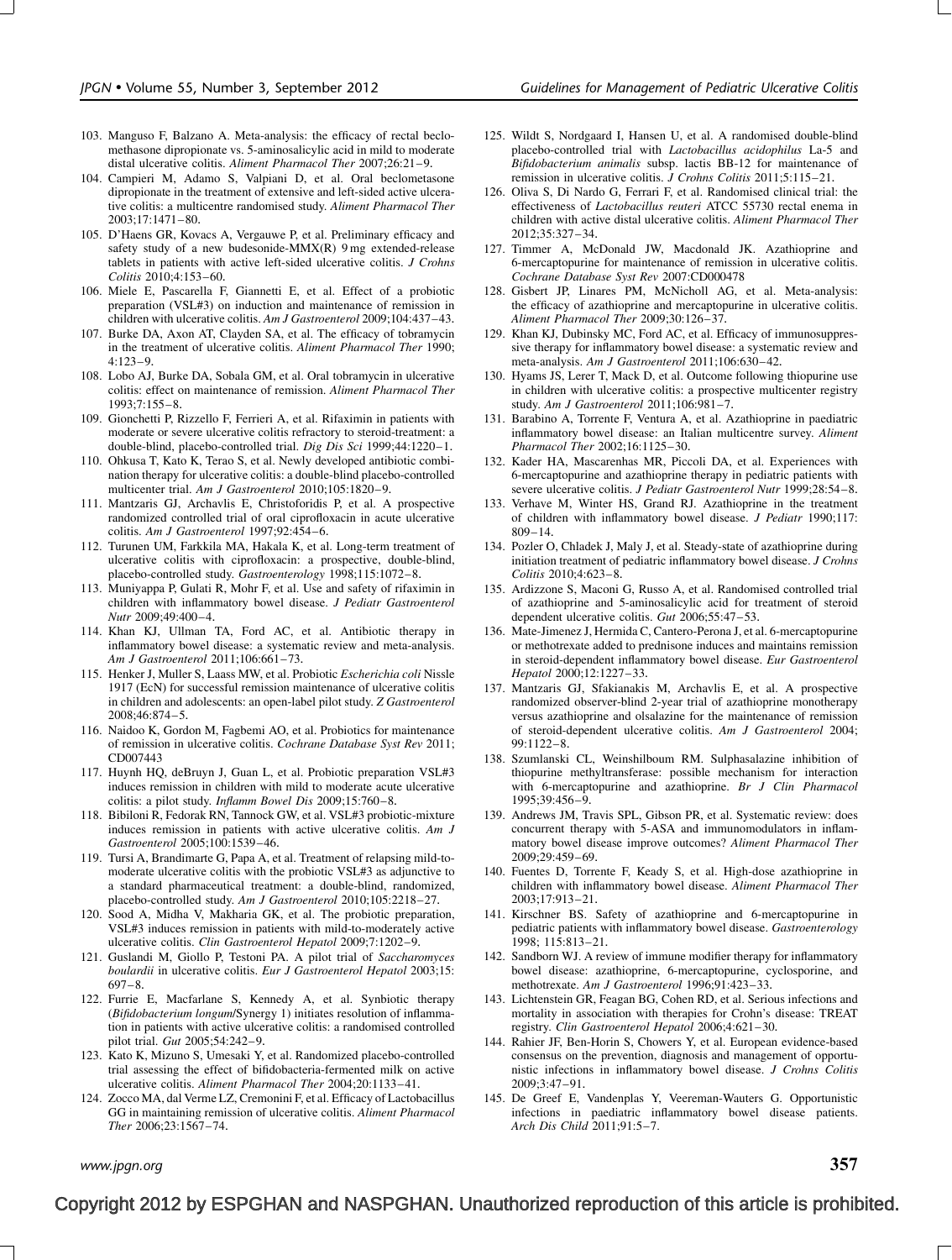103. Manguso F, Balzano A. Meta-analysis: the efficacy of rectal beclomethasone dipropionate vs. 5-aminosalicylic acid in mild to moderate distal ulcerative colitis. *Aliment Pharmacol Ther* 2007;26:21–9.
104. Campieri M, Adamo S, Valpiani D, et al. Oral beclometasone dipropionate in the treatment of extensive and left-sided active ulcerative colitis: a multicentre randomised study. *Aliment Pharmacol Ther* 2003;17:1471–80.
105. D'Haens GR, Kovacs A, Vergauwe P, et al. Preliminary efficacy and safety study of a new budesonide-MMX(R) 9 mg extended-release tablets in patients with active left-sided ulcerative colitis. *J Crohns Colitis* 2010;4:153–60.
106. Miele E, Pascarella F, Giannetti E, et al. Effect of a probiotic preparation (VSL#3) on induction and maintenance of remission in children with ulcerative colitis. *Am J Gastroenterol* 2009;104:437–43.
107. Burke DA, Axon AT, Clayden SA, et al. The efficacy of tobramycin in the treatment of ulcerative colitis. *Aliment Pharmacol Ther* 1990; 4:123–9.
108. Lobo AJ, Burke DA, Sobala GM, et al. Oral tobramycin in ulcerative colitis: effect on maintenance of remission. *Aliment Pharmacol Ther* 1993;7:155–8.
109. Gionchetti P, Rizzello F, Ferrieri A, et al. Rifaximin in patients with moderate or severe ulcerative colitis refractory to steroid-treatment: a double-blind, placebo-controlled trial. *Dig Dis Sci* 1999;44:1220–1.
110. Ohkusa T, Kato K, Terao S, et al. Newly developed antibiotic combination therapy for ulcerative colitis: a double-blind placebo-controlled multicenter trial. *Am J Gastroenterol* 2010;105:1820–9.
111. Mantzaris GJ, Archavlis E, Christoforidis P, et al. A prospective randomized controlled trial of oral ciprofloxacin in acute ulcerative colitis. *Am J Gastroenterol* 1997;92:454–6.
112. Turunen UM, Farkkila MA, Hakala K, et al. Long-term treatment of ulcerative colitis with ciprofloxacin: a prospective, double-blind, placebo-controlled study. *Gastroenterology* 1998;115:1072–8.
113. Muniyappa P, Gulati R, Mohr F, et al. Use and safety of rifaximin in children with inflammatory bowel disease. *J Pediatr Gastroenterol Nutr* 2009;49:400–4.
114. Khan KJ, Ullman TA, Ford AC, et al. Antibiotic therapy in inflammatory bowel disease: a systematic review and meta-analysis. *Am J Gastroenterol* 2011;106:661–73.
115. Henker J, Muller S, Laass MW, et al. Probiotic *Escherichia coli* Nissle 1917 (EcN) for successful remission maintenance of ulcerative colitis in children and adolescents: an open-label pilot study. *Z Gastroenterol* 2008;46:874–5.
116. Naidoo K, Gordon M, Fagbemi AO, et al. Probiotics for maintenance of remission in ulcerative colitis. *Cochrane Database Syst Rev* 2011; CD007443
117. Huynh HQ, deBruyn J, Guan L, et al. Probiotic preparation VSL#3 induces remission in children with mild to moderate acute ulcerative colitis: a pilot study. *Inflamm Bowel Dis* 2009;15:760–8.
118. Bibiloni R, Fedorak RN, Tannock GW, et al. VSL#3 probiotic-mixture induces remission in patients with active ulcerative colitis. *Am J Gastroenterol* 2005;100:1539–46.
119. Tursi A, Brandimarte G, Papa A, et al. Treatment of relapsing mild-to-moderate ulcerative colitis with the probiotic VSL#3 as adjunctive to a standard pharmaceutical treatment: a double-blind, randomized, placebo-controlled study. *Am J Gastroenterol* 2010;105:2218–27.
120. Sood A, Midha V, Makharia GK, et al. The probiotic preparation, VSL#3 induces remission in patients with mild-to-moderately active ulcerative colitis. *Clin Gastroenterol Hepatol* 2009;7:1202–9.
121. Guslandi M, Giollo P, Testoni PA. A pilot trial of *Saccharomyces boulardii* in ulcerative colitis. *Eur J Gastroenterol Hepatol* 2003;15: 697–8.
122. Furrie E, Macfarlane S, Kennedy A, et al. Synbiotic therapy (*Bifidobacterium longum*/Synergy 1) initiates resolution of inflammation in patients with active ulcerative colitis: a randomised controlled pilot trial. *Gut* 2005;54:242–9.
123. Kato K, Mizuno S, Umesaki Y, et al. Randomized placebo-controlled trial assessing the effect of bifidobacteria-fermented milk on active ulcerative colitis. *Aliment Pharmacol Ther* 2004;20:1133–41.
124. Zocco MA, dal Verme LZ, Cremonini F, et al. Efficacy of Lactobacillus GG in maintaining remission of ulcerative colitis. *Aliment Pharmacol Ther* 2006;23:1567–74.
125. Wildt S, Nordgaard I, Hansen U, et al. A randomised double-blind placebo-controlled trial with *Lactobacillus acidophilus* La-5 and *Bifidobacterium animalis* subsp. lactis BB-12 for maintenance of remission in ulcerative colitis. *J Crohns Colitis* 2011;5:115–21.
126. Oliva S, Di Nardo G, Ferrari F, et al. Randomised clinical trial: the effectiveness of *Lactobacillus reuteri* ATCC 55730 rectal enema in children with active distal ulcerative colitis. *Aliment Pharmacol Ther* 2012;35:327–34.
127. Timmer A, McDonald JW, Macdonald JK. Azathioprine and 6-mercaptopurine for maintenance of remission in ulcerative colitis. *Cochrane Database Syst Rev* 2007:CD000478
128. Gisbert JP, Linares PM, McNicholl AG, et al. Meta-analysis: the efficacy of azathioprine and mercaptopurine in ulcerative colitis. *Aliment Pharmacol Ther* 2009;30:126–37.
129. Khan KJ, Dubinsky MC, Ford AC, et al. Efficacy of immunosuppressive therapy for inflammatory bowel disease: a systematic review and meta-analysis. *Am J Gastroenterol* 2011;106:630–42.
130. Hyams JS, Lerer T, Mack D, et al. Outcome following thiopurine use in children with ulcerative colitis: a prospective multicenter registry study. *Am J Gastroenterol* 2011;106:981–7.
131. Barabino A, Torrente F, Ventura A, et al. Azathioprine in paediatric inflammatory bowel disease: an Italian multicentre survey. *Aliment Pharmacol Ther* 2002;16:1125–30.
132. Kader HA, Mascarenhas MR, Piccoli DA, et al. Experiences with 6-mercaptopurine and azathioprine therapy in pediatric patients with severe ulcerative colitis. *J Pediatr Gastroenterol Nutr* 1999;28:54–8.
133. Verhave M, Winter HS, Grand RJ. Azathioprine in the treatment of children with inflammatory bowel disease. *J Pediatr* 1990;117: 809–14.
134. Pozler O, Chladek J, Maly J, et al. Steady-state of azathioprine during initiation treatment of pediatric inflammatory bowel disease. *J Crohns Colitis* 2010;4:623–8.
135. Ardizzone S, Maconi G, Russo A, et al. Randomised controlled trial of azathioprine and 5-aminosalicylic acid for treatment of steroid dependent ulcerative colitis. *Gut* 2006;55:47–53.
136. Mate-Jimenez J, Hermida C, Cantero-Perona J, et al. 6-mercaptopurine or methotrexate added to prednisone induces and maintains remission in steroid-dependent inflammatory bowel disease. *Eur Gastroenterol Hepatol* 2000;12:1227–33.
137. Mantzaris GJ, Sfakianakis M, Archavlis E, et al. A prospective randomized observer-blind 2-year trial of azathioprine monotherapy versus azathioprine and olsalazine for the maintenance of remission of steroid-dependent ulcerative colitis. *Am J Gastroenterol* 2004; 99:1122–8.
138. Szumlanski CL, Weinshilboum RM. Sulphasalazine inhibition of thiopurine methyltransferase: possible mechanism for interaction with 6-mercaptopurine and azathioprine. *Br J Clin Pharmacol* 1995;39:456–9.
139. Andrews JM, Travis SPL, Gibson PR, et al. Systematic review: does concurrent therapy with 5-ASA and immunomodulators in inflammatory bowel disease improve outcomes? *Aliment Pharmacol Ther* 2009;29:459–69.
140. Fuentes D, Torrente F, Keady S, et al. High-dose azathioprine in children with inflammatory bowel disease. *Aliment Pharmacol Ther* 2003;17:913–21.
141. Kirschner BS. Safety of azathioprine and 6-mercaptopurine in pediatric patients with inflammatory bowel disease. *Gastroenterology* 1998; 115:813–21.
142. Sandborn WJ. A review of immune modifier therapy for inflammatory bowel disease: azathioprine, 6-mercaptopurine, cyclosporine, and methotrexate. *Am J Gastroenterol* 1996;91:423–33.
143. Lichtenstein GR, Feagan BG, Cohen RD, et al. Serious infections and mortality in association with therapies for Crohn's disease: TREAT registry. *Clin Gastroenterol Hepatol* 2006;4:621–30.
144. Rahier JF, Ben-Horin S, Chowers Y, et al. European evidence-based consensus on the prevention, diagnosis and management of opportunistic infections in inflammatory bowel disease. *J Crohns Colitis* 2009;3:47–91.
145. De Greef E, Vandenplas Y, Veereman-Wauters G. Opportunistic infections in paediatric inflammatory bowel disease patients. *Arch Dis Child* 2011;91:5–7.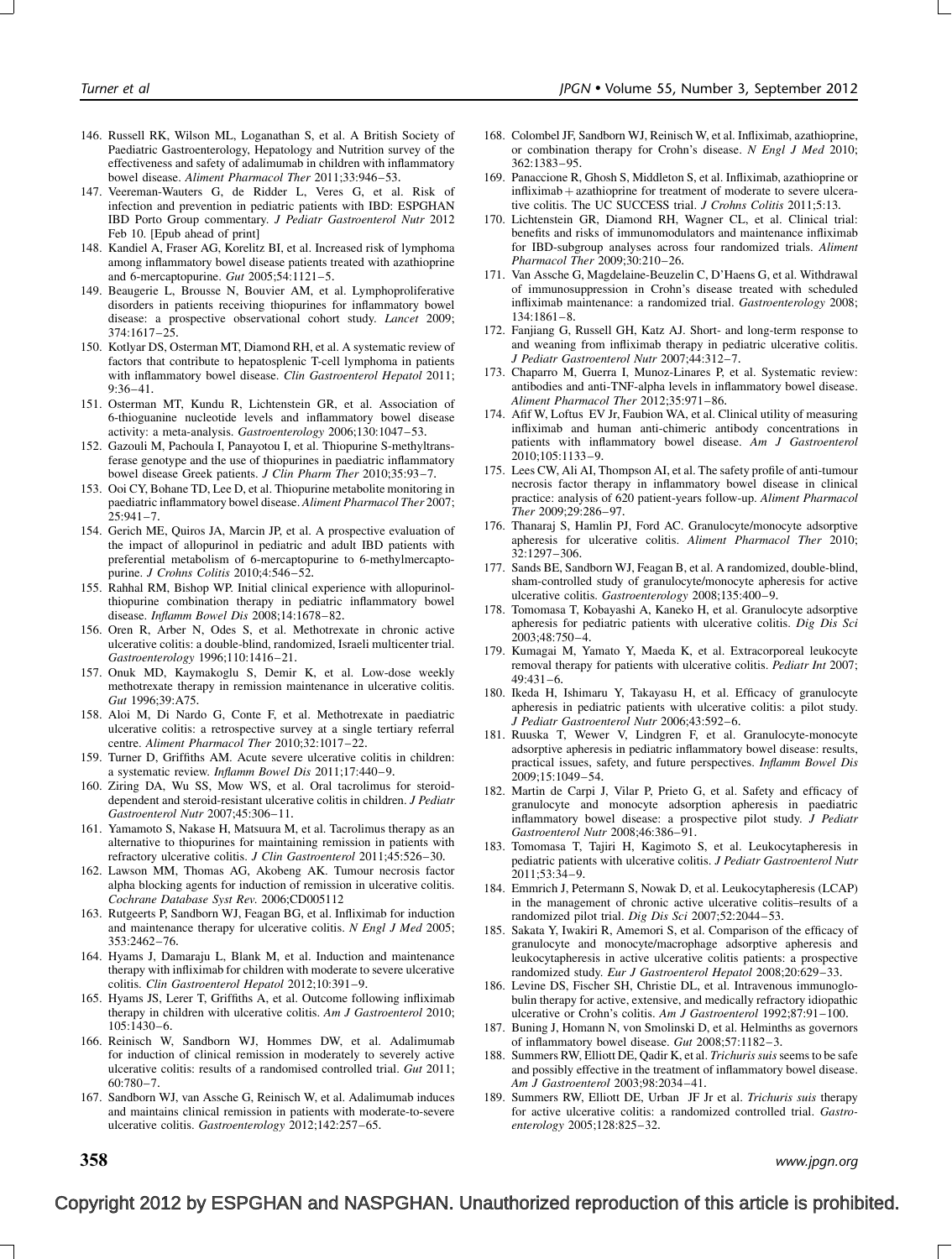146. Russell RK, Wilson ML, Loganathan S, et al. A British Society of Paediatric Gastroenterology, Hepatology and Nutrition survey of the effectiveness and safety of adalimumab in children with inflammatory bowel disease. *Aliment Pharmacol Ther* 2011;33:946–53.
147. Veereman-Wauters G, de Ridder L, Veres G, et al. Risk of infection and prevention in pediatric patients with IBD: ESPGHAN IBD Porto Group commentary. *J Pediatr Gastroenterol Nutr* 2012 Feb 10. [Epub ahead of print]
148. Kandiel A, Fraser AG, Korelitz BI, et al. Increased risk of lymphoma among inflammatory bowel disease patients treated with azathioprine and 6-mercaptopurine. *Gut* 2005;54:1121–5.
149. Beaugerie L, Brousse N, Bouvier AM, et al. Lymphoproliferative disorders in patients receiving thiopurines for inflammatory bowel disease: a prospective observational cohort study. *Lancet* 2009; 374:1617–25.
150. Kotlyar DS, Osterman MT, Diamond RH, et al. A systematic review of factors that contribute to hepatosplenic T-cell lymphoma in patients with inflammatory bowel disease. *Clin Gastroenterol Hepatol* 2011; 9:36–41.
151. Osterman MT, Kundu R, Lichtenstein GR, et al. Association of 6-thioguanine nucleotide levels and inflammatory bowel disease activity: a meta-analysis. *Gastroenterology* 2006;130:1047–53.
152. Gazouli M, Pachoula I, Panayotou I, et al. Thiopurine S-methyltransferase genotype and the use of thiopurines in paediatric inflammatory bowel disease Greek patients. *J Clin Pharm Ther* 2010;35:93–7.
153. Ooi CY, Bohane TD, Lee D, et al. Thiopurine metabolite monitoring in paediatric inflammatory bowel disease. *Aliment Pharmacol Ther* 2007; 25:941–7.
154. Gerich ME, Quiros JA, Marcin JP, et al. A prospective evaluation of the impact of allopurinol in pediatric and adult IBD patients with preferential metabolism of 6-mercaptopurine to 6-methylmercaptopurine. *J Crohns Colitis* 2010;4:546–52.
155. Rahhal RM, Bishop WP. Initial clinical experience with allopurinol-thiopurine combination therapy in pediatric inflammatory bowel disease. *Inflamm Bowel Dis* 2008;14:1678–82.
156. Oren R, Arber N, Odes S, et al. Methotrexate in chronic active ulcerative colitis: a double-blind, randomized, Israeli multicenter trial. *Gastroenterology* 1996;110:1416–21.
157. Onuk MD, Kaymakoglu S, Demir K, et al. Low-dose weekly methotrexate therapy in remission maintenance in ulcerative colitis. *Gut* 1996;39:A75.
158. Aloi M, Di Nardo G, Conte F, et al. Methotrexate in paediatric ulcerative colitis: a retrospective survey at a single tertiary referral centre. *Aliment Pharmacol Ther* 2010;32:1017–22.
159. Turner D, Griffiths AM. Acute severe ulcerative colitis in children: a systematic review. *Inflamm Bowel Dis* 2011;17:440–9.
160. Ziring DA, Wu SS, Mow WS, et al. Oral tacrolimus for steroid-dependent and steroid-resistant ulcerative colitis in children. *J Pediatr Gastroenterol Nutr* 2007;45:306–11.
161. Yamamoto S, Nakase H, Matsuura M, et al. Tacrolimus therapy as an alternative to thiopurines for maintaining remission in patients with refractory ulcerative colitis. *J Clin Gastroenterol* 2011;45:526–30.
162. Lawson MM, Thomas AG, Akobeng AK. Tumour necrosis factor alpha blocking agents for induction of remission in ulcerative colitis. *Cochrane Database Syst Rev.* 2006;CD005112
163. Rutgeerts P, Sandborn WJ, Feagan BG, et al. Infliximab for induction and maintenance therapy for ulcerative colitis. *N Engl J Med* 2005; 353:2462–76.
164. Hyams J, Damaraju L, Blank M, et al. Induction and maintenance therapy with infliximab for children with moderate to severe ulcerative colitis. *Clin Gastroenterol Hepatol* 2012;10:391–9.
165. Hyams JS, Lerer T, Griffiths A, et al. Outcome following infliximab therapy in children with ulcerative colitis. *Am J Gastroenterol* 2010; 105:1430–6.
166. Reinisch W, Sandborn WJ, Hommes DW, et al. Adalimumab for induction of clinical remission in moderately to severely active ulcerative colitis: results of a randomised controlled trial. *Gut* 2011; 60:780–7.
167. Sandborn WJ, van Assche G, Reinisch W, et al. Adalimumab induces and maintains clinical remission in patients with moderate-to-severe ulcerative colitis. *Gastroenterology* 2012;142:257–65.
168. Colombel JF, Sandborn WJ, Reinisch W, et al. Infliximab, azathioprine, or combination therapy for Crohn's disease. *N Engl J Med* 2010; 362:1383–95.
169. Panaccione R, Ghosh S, Middleton S, et al. Infliximab, azathioprine or infliximab + azathioprine for treatment of moderate to severe ulcerative colitis. The UC SUCCESS trial. *J Crohns Colitis* 2011;5:13.
170. Lichtenstein GR, Diamond RH, Wagner CL, et al. Clinical trial: benefits and risks of immunomodulators and maintenance infliximab for IBD-subgroup analyses across four randomized trials. *Aliment Pharmacol Ther* 2009;30:210–26.
171. Van Assche G, Magdelaine-Beuzelin C, D'Haens G, et al. Withdrawal of immunosuppression in Crohn's disease treated with scheduled infliximab maintenance: a randomized trial. *Gastroenterology* 2008; 134:1861–8.
172. Fanjiang G, Russell GH, Katz AJ. Short- and long-term response to and weaning from infliximab therapy in pediatric ulcerative colitis. *J Pediatr Gastroenterol Nutr* 2007;44:312–7.
173. Chaparro M, Guerra I, Munoz-Linares P, et al. Systematic review: antibodies and anti-TNF-alpha levels in inflammatory bowel disease. *Aliment Pharmacol Ther* 2012;35:971–86.
174. Afif W, Loftus EV Jr, Faubion WA, et al. Clinical utility of measuring infliximab and human anti-chimeric antibody concentrations in patients with inflammatory bowel disease. *Am J Gastroenterol* 2010;105:1133–9.
175. Lees CW, Ali AI, Thompson AI, et al. The safety profile of anti-tumour necrosis factor therapy in inflammatory bowel disease in clinical practice: analysis of 620 patient-years follow-up. *Aliment Pharmacol Ther* 2009;29:286–97.
176. Thanaraj S, Hamlin PJ, Ford AC. Granulocyte/monocyte adsorptive apheresis for ulcerative colitis. *Aliment Pharmacol Ther* 2010; 32:1297–306.
177. Sands BE, Sandborn WJ, Feagan B, et al. A randomized, double-blind, sham-controlled study of granulocyte/monocyte apheresis for active ulcerative colitis. *Gastroenterology* 2008;135:400–9.
178. Tomomasa T, Kobayashi A, Kaneko H, et al. Granulocyte adsorptive apheresis for pediatric patients with ulcerative colitis. *Dig Dis Sci* 2003;48:750–4.
179. Kumagai M, Yamato Y, Maeda K, et al. Extracorporeal leukocyte removal therapy for patients with ulcerative colitis. *Pediatr Int* 2007; 49:431–6.
180. Ikeda H, Ishimaru Y, Takayasu H, et al. Efficacy of granulocyte apheresis in pediatric patients with ulcerative colitis: a pilot study. *J Pediatr Gastroenterol Nutr* 2006;43:592–6.
181. Ruuska T, Wewer V, Lindgren F, et al. Granulocyte-monocyte adsorptive apheresis in pediatric inflammatory bowel disease: results, practical issues, safety, and future perspectives. *Inflamm Bowel Dis* 2009;15:1049–54.
182. Martin de Carpi J, Vilar P, Prieto G, et al. Safety and efficacy of granulocyte and monocyte adsorption apheresis in paediatric inflammatory bowel disease: a prospective pilot study. *J Pediatr Gastroenterol Nutr* 2008;46:386–91.
183. Tomomasa T, Tajiri H, Kagimoto S, et al. Leukocytapheresis in pediatric patients with ulcerative colitis. *J Pediatr Gastroenterol Nutr* 2011;53:34–9.
184. Emmrich J, Petermann S, Nowak D, et al. Leukocytapheresis (LCAP) in the management of chronic active ulcerative colitis–results of a randomized pilot trial. *Dig Dis Sci* 2007;52:2044–53.
185. Sakata Y, Iwakiri R, Amemori S, et al. Comparison of the efficacy of granulocyte and monocyte/macrophage adsorptive apheresis and leukocytapheresis in active ulcerative colitis patients: a prospective randomized study. *Eur J Gastroenterol Hepatol* 2008;20:629–33.
186. Levine DS, Fischer SH, Christie DL, et al. Intravenous immunoglobulin therapy for active, extensive, and medically refractory idiopathic ulcerative or Crohn's colitis. *Am J Gastroenterol* 1992;87:91–100.
187. Buning J, Homann N, von Smolinski D, et al. Helminths as governors of inflammatory bowel disease. *Gut* 2008;57:1182–3.
188. Summers RW, Elliott DE, Qadir K, et al. *Trichuris suis* seems to be safe and possibly effective in the treatment of inflammatory bowel disease. *Am J Gastroenterol* 2003;98:2034–41.
189. Summers RW, Elliott DE, Urban JF Jr et al. *Trichuris suis* therapy for active ulcerative colitis: a randomized controlled trial. *Gastroenterology* 2005;128:825–32.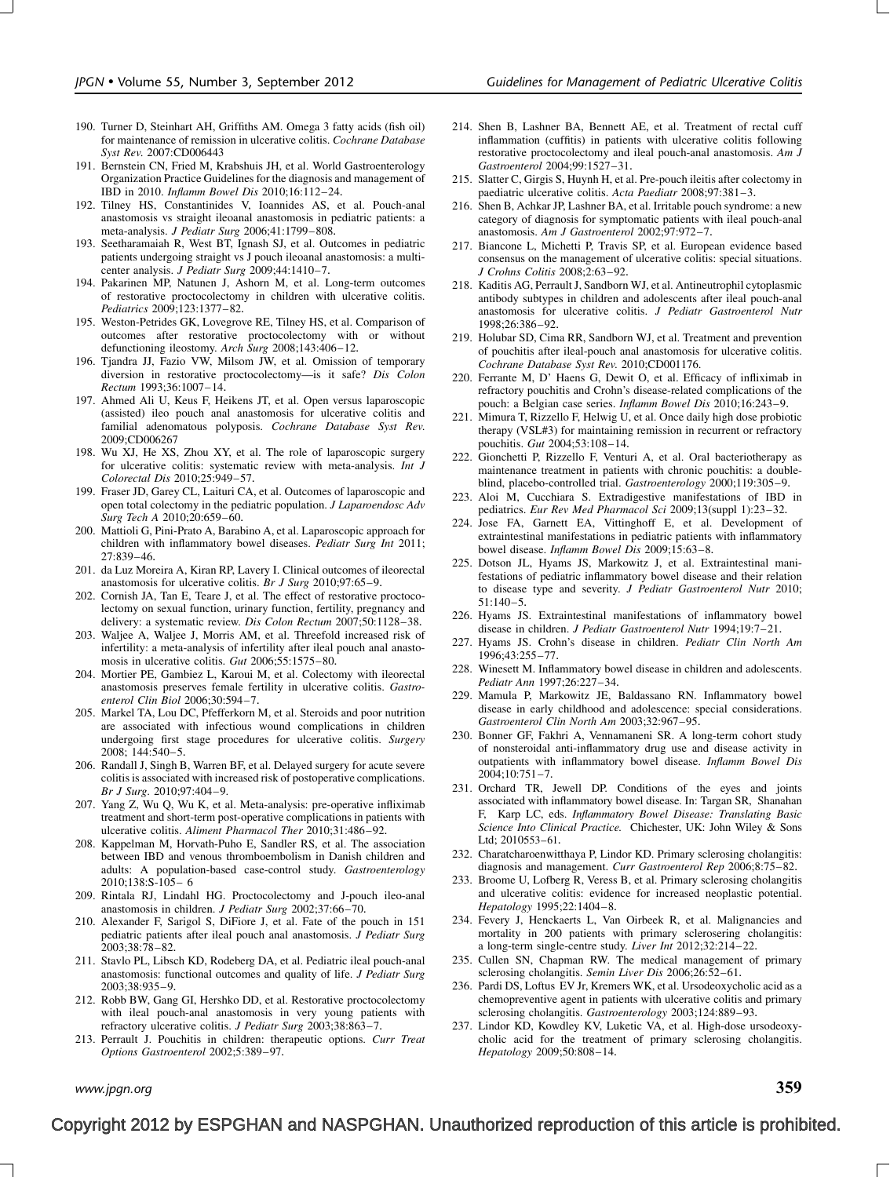190. Turner D, Steinhart AH, Griffiths AM. Omega 3 fatty acids (fish oil) for maintenance of remission in ulcerative colitis. *Cochrane Database Syst Rev.* 2007:CD006443
191. Bernstein CN, Fried M, Krabshuis JH, et al. World Gastroenterology Organization Practice Guidelines for the diagnosis and management of IBD in 2010. *Inflamm Bowel Dis* 2010;16:112–24.
192. Tilney HS, Constantinides V, Ioannides AS, et al. Pouch-anal anastomosis vs straight ileoanal anastomosis in pediatric patients: a meta-analysis. *J Pediatr Surg* 2006;41:1799–808.
193. Seetharamaiah R, West BT, Ignash SJ, et al. Outcomes in pediatric patients undergoing straight vs J pouch ileoanal anastomosis: a multicenter analysis. *J Pediatr Surg* 2009;44:1410–7.
194. Pakarinen MP, Natunen J, Ashorn M, et al. Long-term outcomes of restorative proctocolectomy in children with ulcerative colitis. *Pediatrics* 2009;123:1377–82.
195. Weston-Petrides GK, Lovegrove RE, Tilney HS, et al. Comparison of outcomes after restorative proctocolectomy with or without defunctioning ileostomy. *Arch Surg* 2008;143:406–12.
196. Tjandra JJ, Fazio VW, Milsom JW, et al. Omission of temporary diversion in restorative proctocolectomy—is it safe? *Dis Colon Rectum* 1993;36:1007–14.
197. Ahmed Ali U, Keus F, Heikens JT, et al. Open versus laparoscopic (assisted) ileo pouch anal anastomosis for ulcerative colitis and familial adenomatous polyposis. *Cochrane Database Syst Rev.* 2009;CD006267
198. Wu XJ, He XS, Zhou XY, et al. The role of laparoscopic surgery for ulcerative colitis: systematic review with meta-analysis. *Int J Colorectal Dis* 2010;25:949–57.
199. Fraser JD, Garey CL, Laituri CA, et al. Outcomes of laparoscopic and open total colectomy in the pediatric population. *J Laparoendosc Adv Surg Tech A* 2010;20:659–60.
200. Mattioli G, Pini-Prato A, Barabino A, et al. Laparoscopic approach for children with inflammatory bowel diseases. *Pediatr Surg Int* 2011; 27:839–46.
201. da Luz Moreira A, Kiran RP, Lavery I. Clinical outcomes of ileorectal anastomosis for ulcerative colitis. *Br J Surg* 2010;97:65–9.
202. Cornish JA, Tan E, Teare J, et al. The effect of restorative proctocolectomy on sexual function, urinary function, fertility, pregnancy and delivery: a systematic review. *Dis Colon Rectum* 2007;50:1128–38.
203. Waljee A, Waljee J, Morris AM, et al. Threefold increased risk of infertility: a meta-analysis of infertility after ileal pouch anal anastomosis in ulcerative colitis. *Gut* 2006;55:1575–80.
204. Mortier PE, Gambiez L, Karoui M, et al. Colectomy with ileorectal anastomosis preserves female fertility in ulcerative colitis. *Gastroenterol Clin Biol* 2006;30:594–7.
205. Markel TA, Lou DC, Pfefferkorn M, et al. Steroids and poor nutrition are associated with infectious wound complications in children undergoing first stage procedures for ulcerative colitis. *Surgery* 2008; 144:540–5.
206. Randall J, Singh B, Warren BF, et al. Delayed surgery for acute severe colitis is associated with increased risk of postoperative complications. *Br J Surg*. 2010;97:404–9.
207. Yang Z, Wu Q, Wu K, et al. Meta-analysis: pre-operative infliximab treatment and short-term post-operative complications in patients with ulcerative colitis. *Aliment Pharmacol Ther* 2010;31:486–92.
208. Kappelman M, Horvath-Puho E, Sandler RS, et al. The association between IBD and venous thromboembolism in Danish children and adults: A population-based case-control study. *Gastroenterology* 2010;138:S-105– 6
209. Rintala RJ, Lindahl HG. Proctocolectomy and J-pouch ileo-anal anastomosis in children. *J Pediatr Surg* 2002;37:66–70.
210. Alexander F, Sarigol S, DiFiore J, et al. Fate of the pouch in 151 pediatric patients after ileal pouch anal anastomosis. *J Pediatr Surg* 2003;38:78–82.
211. Stavlo PL, Libsch KD, Rodeberg DA, et al. Pediatric ileal pouch-anal anastomosis: functional outcomes and quality of life. *J Pediatr Surg* 2003;38:935–9.
212. Robb BW, Gang GI, Hershko DD, et al. Restorative proctocolectomy with ileal pouch-anal anastomosis in very young patients with refractory ulcerative colitis. *J Pediatr Surg* 2003;38:863–7.
213. Perrault J. Pouchitis in children: therapeutic options. *Curr Treat Options Gastroenterol* 2002;5:389–97.
214. Shen B, Lashner BA, Bennett AE, et al. Treatment of rectal cuff inflammation (cuffitis) in patients with ulcerative colitis following restorative proctocolectomy and ileal pouch-anal anastomosis. *Am J Gastroenterol* 2004;99:1527–31.
215. Slatter C, Girgis S, Huynh H, et al. Pre-pouch ileitis after colectomy in paediatric ulcerative colitis. *Acta Paediatr* 2008;97:381–3.
216. Shen B, Achkar JP, Lashner BA, et al. Irritable pouch syndrome: a new category of diagnosis for symptomatic patients with ileal pouch-anal anastomosis. *Am J Gastroenterol* 2002;97:972–7.
217. Biancone L, Michetti P, Travis SP, et al. European evidence based consensus on the management of ulcerative colitis: special situations. *J Crohns Colitis* 2008;2:63–92.
218. Kaditis AG, Perrault J, Sandborn WJ, et al. Antineutrophil cytoplasmic antibody subtypes in children and adolescents after ileal pouch-anal anastomosis for ulcerative colitis. *J Pediatr Gastroenterol Nutr* 1998;26:386–92.
219. Holubar SD, Cima RR, Sandborn WJ, et al. Treatment and prevention of pouchitis after ileal-pouch anal anastomosis for ulcerative colitis. *Cochrane Database Syst Rev.* 2010;CD001176.
220. Ferrante M, D' Haens G, Dewit O, et al. Efficacy of infliximab in refractory pouchitis and Crohn's disease-related complications of the pouch: a Belgian case series. *Inflamm Bowel Dis* 2010;16:243–9.
221. Mimura T, Rizzello F, Helwig U, et al. Once daily high dose probiotic therapy (VSL#3) for maintaining remission in recurrent or refractory pouchitis. *Gut* 2004;53:108–14.
222. Gionchetti P, Rizzello F, Venturi A, et al. Oral bacteriotherapy as maintenance treatment in patients with chronic pouchitis: a double-blind, placebo-controlled trial. *Gastroenterology* 2000;119:305–9.
223. Aloi M, Cucchiara S. Extradigestive manifestations of IBD in pediatrics. *Eur Rev Med Pharmacol Sci* 2009;13(suppl 1):23–32.
224. Jose FA, Garnett EA, Vittinghoff E, et al. Development of extraintestinal manifestations in pediatric patients with inflammatory bowel disease. *Inflamm Bowel Dis* 2009;15:63–8.
225. Dotson JL, Hyams JS, Markowitz J, et al. Extraintestinal manifestations of pediatric inflammatory bowel disease and their relation to disease type and severity. *J Pediatr Gastroenterol Nutr* 2010; 51:140–5.
226. Hyams JS. Extraintestinal manifestations of inflammatory bowel disease in children. *J Pediatr Gastroenterol Nutr* 1994;19:7–21.
227. Hyams JS. Crohn's disease in children. *Pediatr Clin North Am* 1996;43:255–77.
228. Winesett M. Inflammatory bowel disease in children and adolescents. *Pediatr Ann* 1997;26:227–34.
229. Mamula P, Markowitz JE, Baldassano RN. Inflammatory bowel disease in early childhood and adolescence: special considerations. *Gastroenterol Clin North Am* 2003;32:967–95.
230. Bonner GF, Fakhri A, Vennamaneni SR. A long-term cohort study of nonsteroidal anti-inflammatory drug use and disease activity in outpatients with inflammatory bowel disease. *Inflamm Bowel Dis* 2004;10:751–7.
231. Orchard TR, Jewell DP. Conditions of the eyes and joints associated with inflammatory bowel disease. In: Targan SR, Shanahan F, Karp LC, eds. *Inflammatory Bowel Disease: Translating Basic Science Into Clinical Practice.* Chichester, UK: John Wiley & Sons Ltd; 2010553–61.
232. Charatcharoenwitthaya P, Lindor KD. Primary sclerosing cholangitis: diagnosis and management. *Curr Gastroenterol Rep* 2006;8:75–82.
233. Broome U, Lofberg R, Veress B, et al. Primary sclerosing cholangitis and ulcerative colitis: evidence for increased neoplastic potential. *Hepatology* 1995;22:1404–8.
234. Fevery J, Henckaerts L, Van Oirbeek R, et al. Malignancies and mortality in 200 patients with primary sclerosering cholangitis: a long-term single-centre study. *Liver Int* 2012;32:214–22.
235. Cullen SN, Chapman RW. The medical management of primary sclerosing cholangitis. *Semin Liver Dis* 2006;26:52–61.
236. Pardi DS, Loftus EV Jr, Kremers WK, et al. Ursodeoxycholic acid as a chemopreventive agent in patients with ulcerative colitis and primary sclerosing cholangitis. *Gastroenterology* 2003;124:889–93.
237. Lindor KD, Kowdley KV, Luketic VA, et al. High-dose ursodeoxycholic acid for the treatment of primary sclerosing cholangitis. *Hepatology* 2009;50:808–14.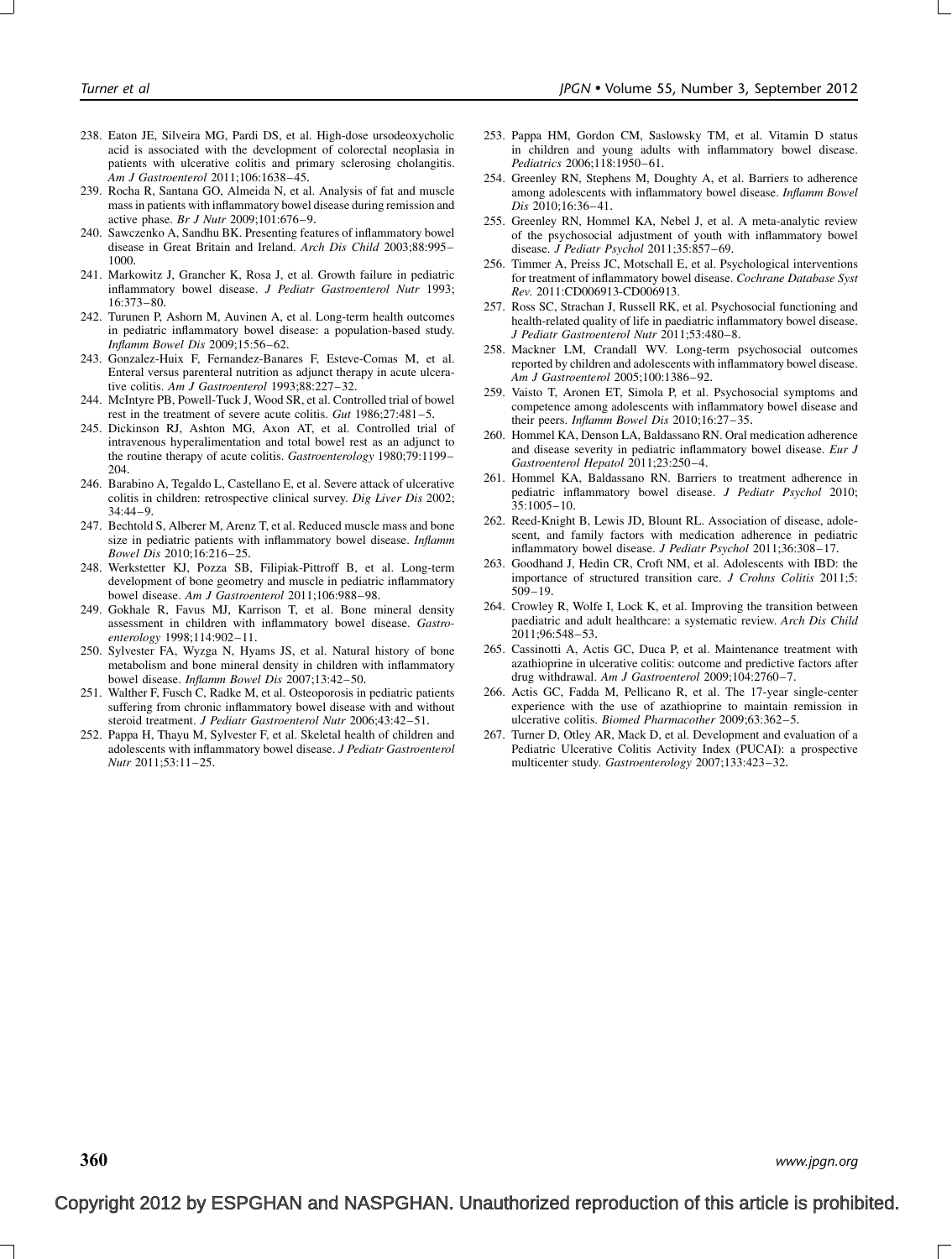238. Eaton JE, Silveira MG, Pardi DS, et al. High-dose ursodeoxycholic acid is associated with the development of colorectal neoplasia in patients with ulcerative colitis and primary sclerosing cholangitis. *Am J Gastroenterol* 2011;106:1638–45.
239. Rocha R, Santana GO, Almeida N, et al. Analysis of fat and muscle mass in patients with inflammatory bowel disease during remission and active phase. *Br J Nutr* 2009;101:676–9.
240. Sawczenko A, Sandhu BK. Presenting features of inflammatory bowel disease in Great Britain and Ireland. *Arch Dis Child* 2003;88:995–1000.
241. Markowitz J, Grancher K, Rosa J, et al. Growth failure in pediatric inflammatory bowel disease. *J Pediatr Gastroenterol Nutr* 1993; 16:373–80.
242. Turunen P, Ashorn M, Auvinen A, et al. Long-term health outcomes in pediatric inflammatory bowel disease: a population-based study. *Inflamm Bowel Dis* 2009;15:56–62.
243. Gonzalez-Huix F, Fernandez-Banares F, Esteve-Comas M, et al. Enteral versus parenteral nutrition as adjunct therapy in acute ulcerative colitis. *Am J Gastroenterol* 1993;88:227–32.
244. McIntyre PB, Powell-Tuck J, Wood SR, et al. Controlled trial of bowel rest in the treatment of severe acute colitis. *Gut* 1986;27:481–5.
245. Dickinson RJ, Ashton MG, Axon AT, et al. Controlled trial of intravenous hyperalimentation and total bowel rest as an adjunct to the routine therapy of acute colitis. *Gastroenterology* 1980;79:1199–204.
246. Barabino A, Tegaldo L, Castellano E, et al. Severe attack of ulcerative colitis in children: retrospective clinical survey. *Dig Liver Dis* 2002; 34:44–9.
247. Bechtold S, Alberer M, Arenz T, et al. Reduced muscle mass and bone size in pediatric patients with inflammatory bowel disease. *Inflamm Bowel Dis* 2010;16:216–25.
248. Werkstetter KJ, Pozza SB, Filipiak-Pittroff B, et al. Long-term development of bone geometry and muscle in pediatric inflammatory bowel disease. *Am J Gastroenterol* 2011;106:988–98.
249. Gokhale R, Favus MJ, Karrison T, et al. Bone mineral density assessment in children with inflammatory bowel disease. *Gastroenterology* 1998;114:902–11.
250. Sylvester FA, Wyzga N, Hyams JS, et al. Natural history of bone metabolism and bone mineral density in children with inflammatory bowel disease. *Inflamm Bowel Dis* 2007;13:42–50.
251. Walther F, Fusch C, Radke M, et al. Osteoporosis in pediatric patients suffering from chronic inflammatory bowel disease with and without steroid treatment. *J Pediatr Gastroenterol Nutr* 2006;43:42–51.
252. Pappa H, Thayu M, Sylvester F, et al. Skeletal health of children and adolescents with inflammatory bowel disease. *J Pediatr Gastroenterol Nutr* 2011;53:11–25.
253. Pappa HM, Gordon CM, Saslowsky TM, et al. Vitamin D status in children and young adults with inflammatory bowel disease. *Pediatrics* 2006;118:1950–61.
254. Greenley RN, Stephens M, Doughty A, et al. Barriers to adherence among adolescents with inflammatory bowel disease. *Inflamm Bowel Dis* 2010;16:36–41.
255. Greenley RN, Hommel KA, Nebel J, et al. A meta-analytic review of the psychosocial adjustment of youth with inflammatory bowel disease. *J Pediatr Psychol* 2011;35:857–69.
256. Timmer A, Preiss JC, Motschall E, et al. Psychological interventions for treatment of inflammatory bowel disease. *Cochrane Database Syst Rev.* 2011:CD006913-CD006913.
257. Ross SC, Strachan J, Russell RK, et al. Psychosocial functioning and health-related quality of life in paediatric inflammatory bowel disease. *J Pediatr Gastroenterol Nutr* 2011;53:480–8.
258. Mackner LM, Crandall WV. Long-term psychosocial outcomes reported by children and adolescents with inflammatory bowel disease. *Am J Gastroenterol* 2005;100:1386–92.
259. Vaisto T, Aronen ET, Simola P, et al. Psychosocial symptoms and competence among adolescents with inflammatory bowel disease and their peers. *Inflamm Bowel Dis* 2010;16:27–35.
260. Hommel KA, Denson LA, Baldassano RN. Oral medication adherence and disease severity in pediatric inflammatory bowel disease. *Eur J Gastroenterol Hepatol* 2011;23:250–4.
261. Hommel KA, Baldassano RN. Barriers to treatment adherence in pediatric inflammatory bowel disease. *J Pediatr Psychol* 2010; 35:1005–10.
262. Reed-Knight B, Lewis JD, Blount RL. Association of disease, adolescent, and family factors with medication adherence in pediatric inflammatory bowel disease. *J Pediatr Psychol* 2011;36:308–17.
263. Goodhand J, Hedin CR, Croft NM, et al. Adolescents with IBD: the importance of structured transition care. *J Crohns Colitis* 2011;5: 509–19.
264. Crowley R, Wolfe I, Lock K, et al. Improving the transition between paediatric and adult healthcare: a systematic review. *Arch Dis Child* 2011;96:548–53.
265. Cassinotti A, Actis GC, Duca P, et al. Maintenance treatment with azathioprine in ulcerative colitis: outcome and predictive factors after drug withdrawal. *Am J Gastroenterol* 2009;104:2760–7.
266. Actis GC, Fadda M, Pellicano R, et al. The 17-year single-center experience with the use of azathioprine to maintain remission in ulcerative colitis. *Biomed Pharmacother* 2009;63:362–5.
267. Turner D, Otley AR, Mack D, et al. Development and evaluation of a Pediatric Ulcerative Colitis Activity Index (PUCAI): a prospective multicenter study. *Gastroenterology* 2007;133:423–32.

Copyright 2012 by ESPGHAN and NASPGHAN. Unauthorized reproduction of this article is prohibited.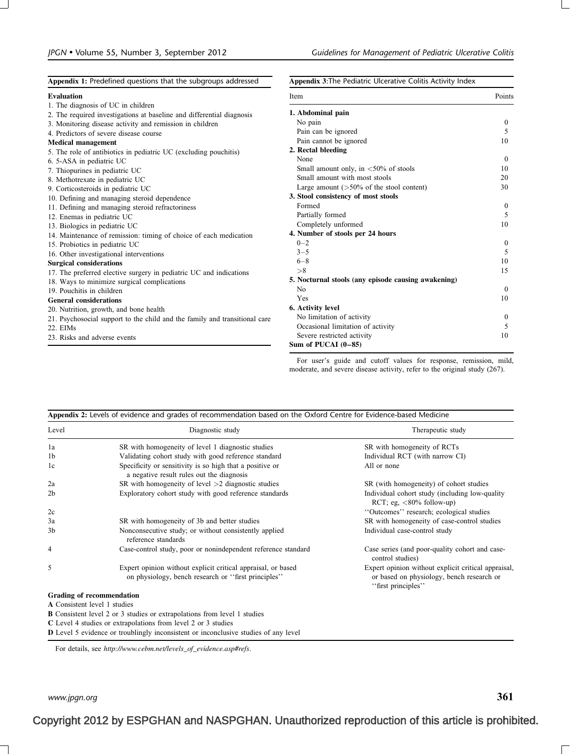**Appendix 1:** Predefined questions that the subgroups addressed

**Evaluation**

1. The diagnosis of UC in children
2. The required investigations at baseline and differential diagnosis
3. Monitoring disease activity and remission in children
4. Predictors of severe disease course

**Medical management**

5. The role of antibiotics in pediatric UC (excluding pouchitis)
6. 5-ASA in pediatric UC
7. Thiopurines in pediatric UC
8. Methotrexate in pediatric UC
9. Corticosteroids in pediatric UC
10. Defining and managing steroid dependence
11. Defining and managing steroid refractoriness
12. Enemas in pediatric UC
13. Biologics in pediatric UC
14. Maintenance of remission: timing of choice of each medication
15. Probiotics in pediatric UC
16. Other investigational interventions

**Surgical considerations**

17. The preferred elective surgery in pediatric UC and indications
18. Ways to minimize surgical complications
19. Pouchitis in children

**General considerations**

20. Nutrition, growth, and bone health
21. Psychosocial support to the child and the family and transitional care
22. EIMs
23. Risks and adverse events

**Appendix 3**: The Pediatric Ulcerative Colitis Activity Index

| Item | Points |
|---|---|
| **1. Abdominal pain** | |
| No pain | 0 |
| Pain can be ignored | 5 |
| Pain cannot be ignored | 10 |
| **2. Rectal bleeding** | |
| None | 0 |
| Small amount only, in <50% of stools | 10 |
| Small amount with most stools | 20 |
| Large amount (>50% of the stool content) | 30 |
| **3. Stool consistency of most stools** | |
| Formed | 0 |
| Partially formed | 5 |
| Completely unformed | 10 |
| **4. Number of stools per 24 hours** | |
| 0–2 | 0 |
| 3–5 | 5 |
| 6–8 | 10 |
| >8 | 15 |
| **5. Nocturnal stools (any episode causing awakening)** | |
| No | 0 |
| Yes | 10 |
| **6. Activity level** | |
| No limitation of activity | 0 |
| Occasional limitation of activity | 5 |
| Severe restricted activity | 10 |
| **Sum of PUCAI (0–85)** | |

For user's guide and cutoff values for response, remission, mild, moderate, and severe disease activity, refer to the original study (267).

**Appendix 2:** Levels of evidence and grades of recommendation based on the Oxford Centre for Evidence-based Medicine

| Level | Diagnostic study | Therapeutic study |
|---|---|---|
| 1a | SR with homogeneity of level 1 diagnostic studies | SR with homogeneity of RCTs |
| 1b | Validating cohort study with good reference standard | Individual RCT (with narrow CI) |
| 1c | Specificity or sensitivity is so high that a positive or a negative result rules out the diagnosis | All or none |
| 2a | SR with homogeneity of level >2 diagnostic studies | SR (with homogeneity) of cohort studies |
| 2b | Exploratory cohort study with good reference standards | Individual cohort study (including low-quality RCT; eg, <80% follow-up) |
| 2c | | ''Outcomes'' research; ecological studies |
| 3a | SR with homogeneity of 3b and better studies | SR with homogeneity of case-control studies |
| 3b | Nonconsecutive study; or without consistently applied reference standards | Individual case-control study |
| 4 | Case-control study, poor or nonindependent reference standard | Case series (and poor-quality cohort and case-control studies) |
| 5 | Expert opinion without explicit critical appraisal, or based on physiology, bench research or ''first principles'' | Expert opinion without explicit critical appraisal, or based on physiology, bench research or ''first principles'' |

**Grading of recommendation**

**A** Consistent level 1 studies

**B** Consistent level 2 or 3 studies or extrapolations from level 1 studies

**C** Level 4 studies or extrapolations from level 2 or 3 studies

**D** Level 5 evidence or troublingly inconsistent or inconclusive studies of any level

For details, see *http://www.cebm.net/levels_of_evidence.asp#refs*.